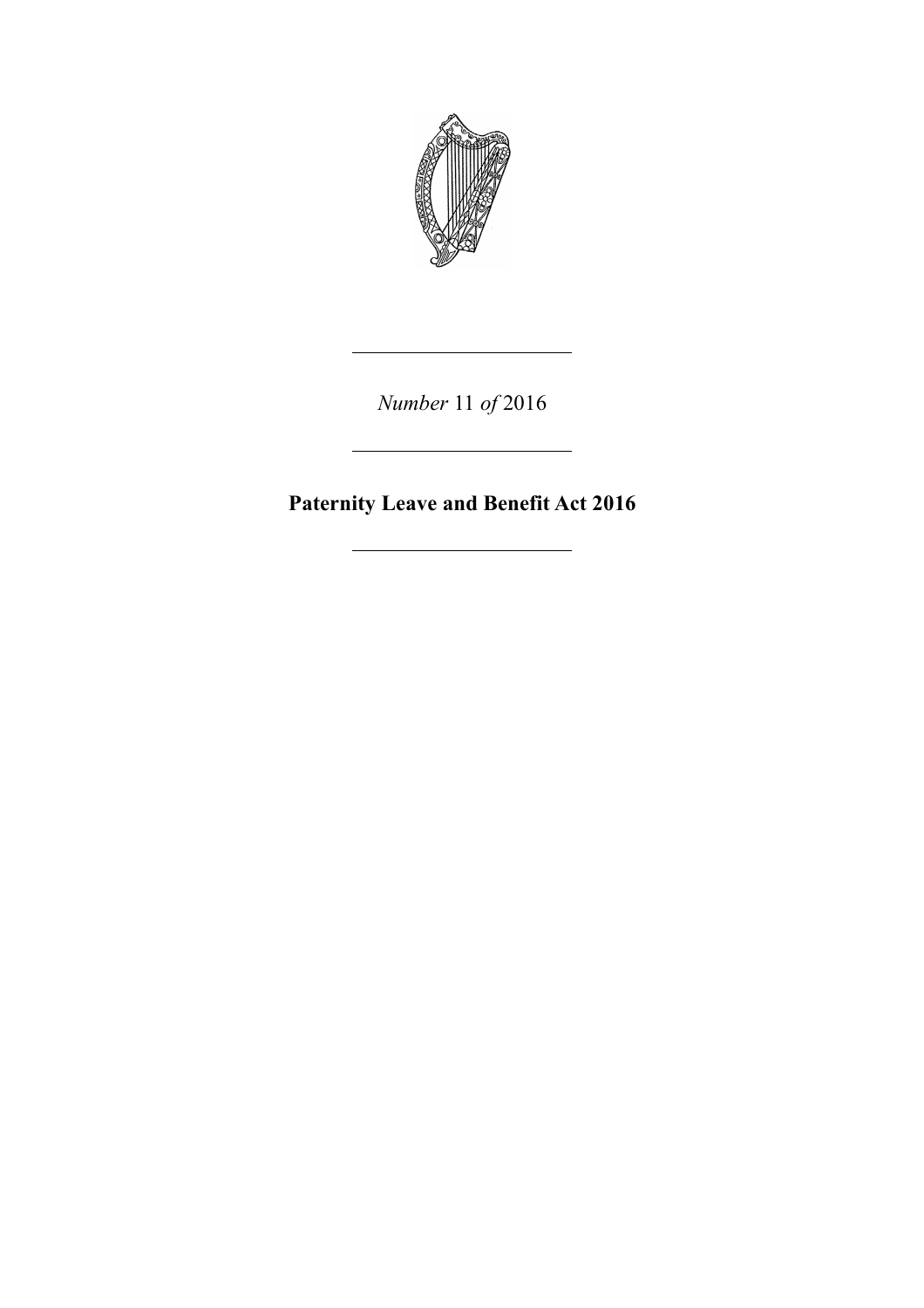*Number* 11 *of* 2016

---

# Paternity Leave and Benefit Act 2016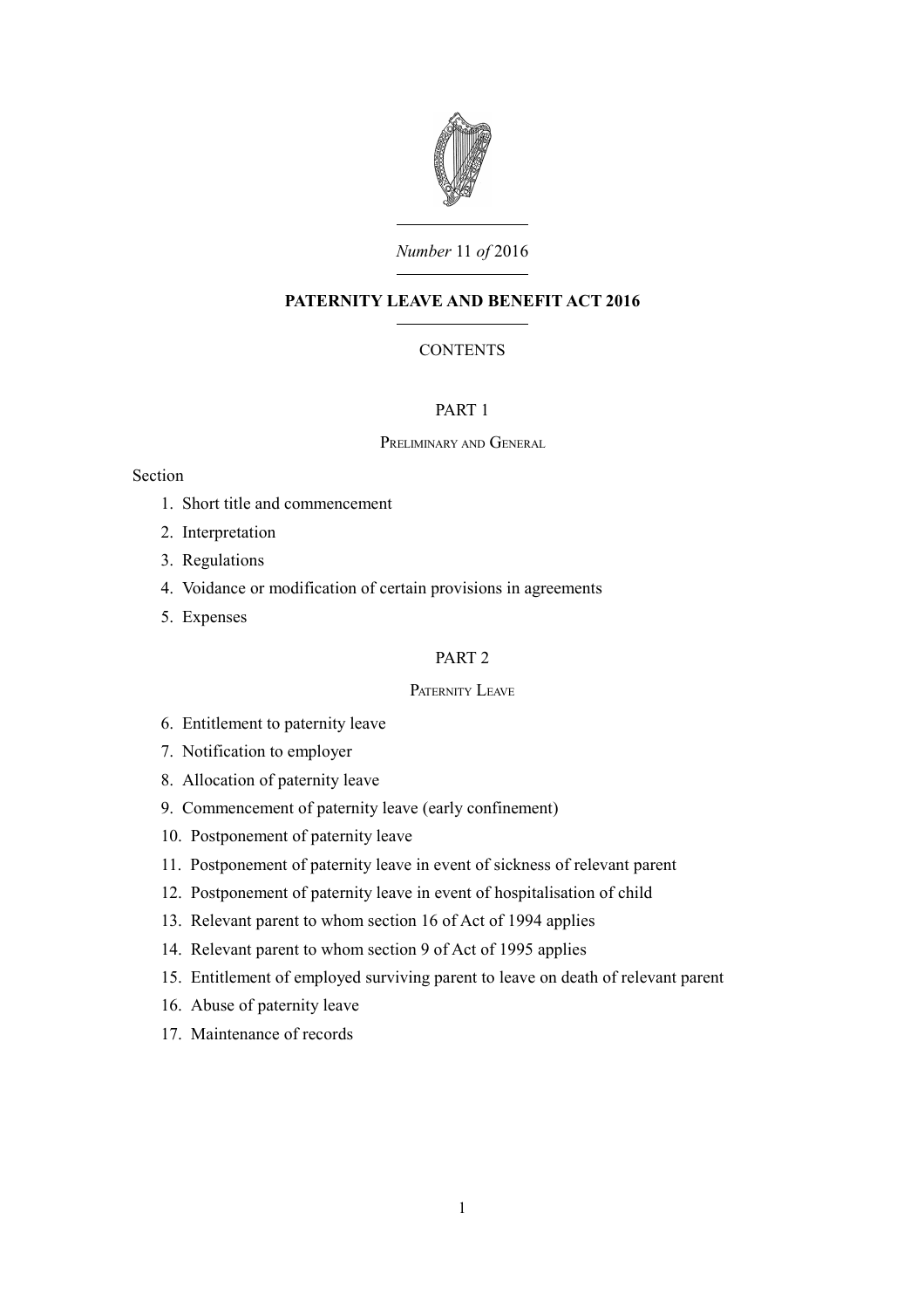*Number* 11 *of* 2016

# PATERNITY LEAVE AND BENEFIT ACT 2016

CONTENTS

## PART 1

### Preliminary and General

Section

1. Short title and commencement
2. Interpretation
3. Regulations
4. Voidance or modification of certain provisions in agreements
5. Expenses

## PART 2

### Paternity Leave

6. Entitlement to paternity leave
7. Notification to employer
8. Allocation of paternity leave
9. Commencement of paternity leave (early confinement)
10. Postponement of paternity leave
11. Postponement of paternity leave in event of sickness of relevant parent
12. Postponement of paternity leave in event of hospitalisation of child
13. Relevant parent to whom section 16 of Act of 1994 applies
14. Relevant parent to whom section 9 of Act of 1995 applies
15. Entitlement of employed surviving parent to leave on death of relevant parent
16. Abuse of paternity leave
17. Maintenance of records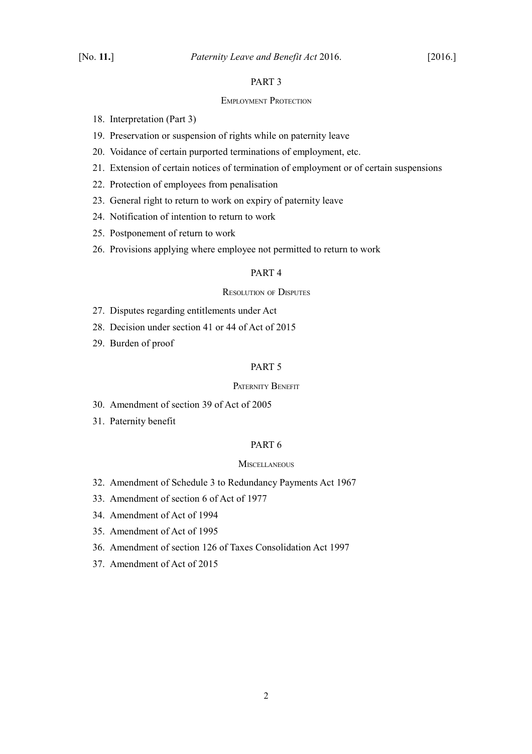PART 3

EMPLOYMENT PROTECTION

18. Interpretation (Part 3)
19. Preservation or suspension of rights while on paternity leave
20. Voidance of certain purported terminations of employment, etc.
21. Extension of certain notices of termination of employment or of certain suspensions
22. Protection of employees from penalisation
23. General right to return to work on expiry of paternity leave
24. Notification of intention to return to work
25. Postponement of return to work
26. Provisions applying where employee not permitted to return to work

PART 4

RESOLUTION OF DISPUTES

27. Disputes regarding entitlements under Act
28. Decision under section 41 or 44 of Act of 2015
29. Burden of proof

PART 5

PATERNITY BENEFIT

30. Amendment of section 39 of Act of 2005
31. Paternity benefit

PART 6

MISCELLANEOUS

32. Amendment of Schedule 3 to Redundancy Payments Act 1967
33. Amendment of section 6 of Act of 1977
34. Amendment of Act of 1994
35. Amendment of Act of 1995
36. Amendment of section 126 of Taxes Consolidation Act 1997
37. Amendment of Act of 2015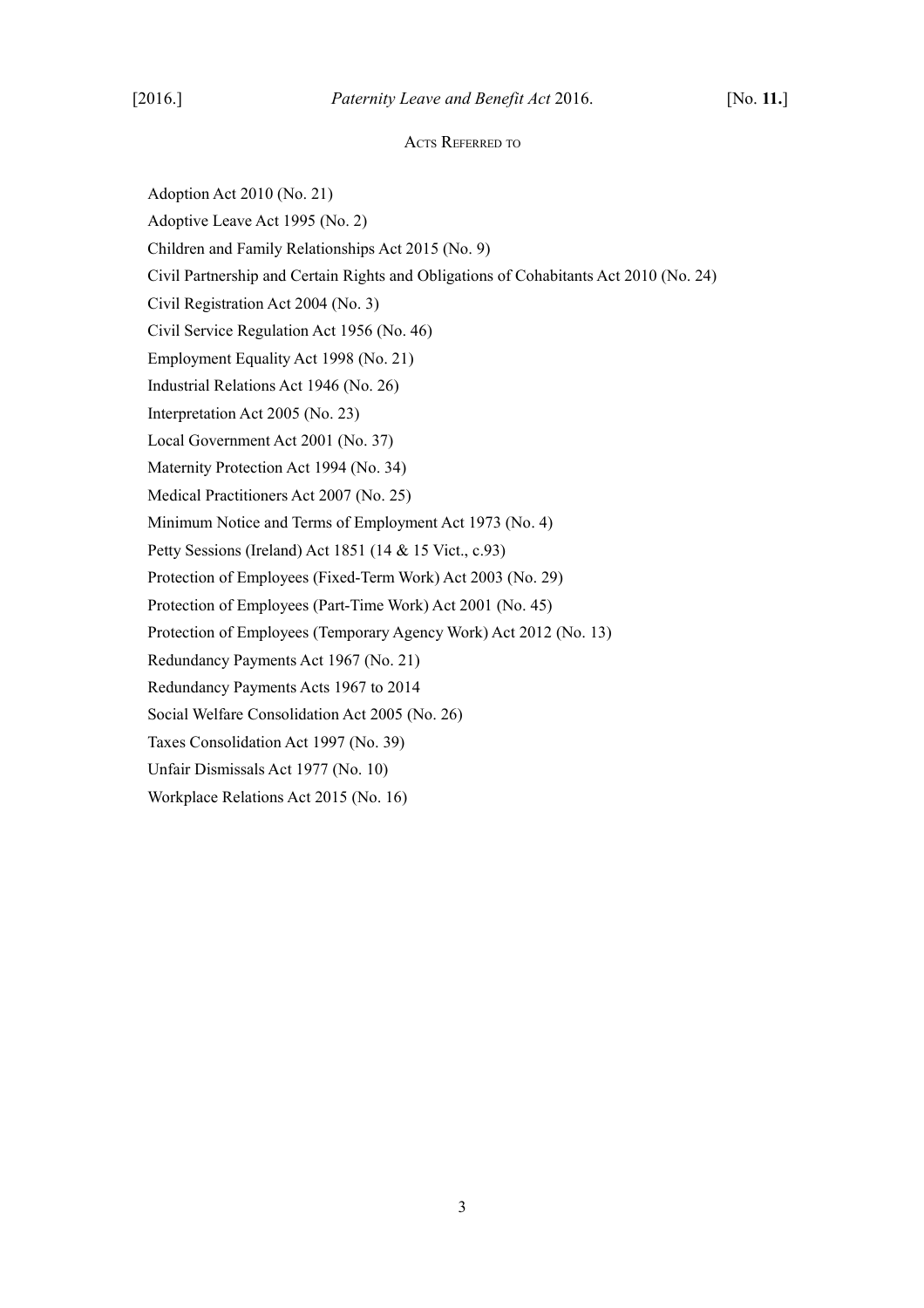## Acts Referred to

Adoption Act 2010 (No. 21)

Adoptive Leave Act 1995 (No. 2)

Children and Family Relationships Act 2015 (No. 9)

Civil Partnership and Certain Rights and Obligations of Cohabitants Act 2010 (No. 24)

Civil Registration Act 2004 (No. 3)

Civil Service Regulation Act 1956 (No. 46)

Employment Equality Act 1998 (No. 21)

Industrial Relations Act 1946 (No. 26)

Interpretation Act 2005 (No. 23)

Local Government Act 2001 (No. 37)

Maternity Protection Act 1994 (No. 34)

Medical Practitioners Act 2007 (No. 25)

Minimum Notice and Terms of Employment Act 1973 (No. 4)

Petty Sessions (Ireland) Act 1851 (14 & 15 Vict., c.93)

Protection of Employees (Fixed-Term Work) Act 2003 (No. 29)

Protection of Employees (Part-Time Work) Act 2001 (No. 45)

Protection of Employees (Temporary Agency Work) Act 2012 (No. 13)

Redundancy Payments Act 1967 (No. 21)

Redundancy Payments Acts 1967 to 2014

Social Welfare Consolidation Act 2005 (No. 26)

Taxes Consolidation Act 1997 (No. 39)

Unfair Dismissals Act 1977 (No. 10)

Workplace Relations Act 2015 (No. 16)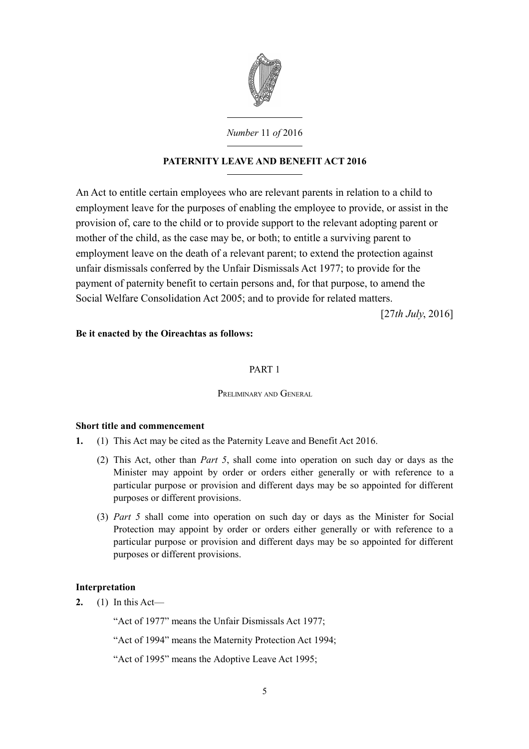*Number* 11 *of* 2016

# PATERNITY LEAVE AND BENEFIT ACT 2016

An Act to entitle certain employees who are relevant parents in relation to a child to employment leave for the purposes of enabling the employee to provide, or assist in the provision of, care to the child or to provide support to the relevant adopting parent or mother of the child, as the case may be, or both; to entitle a surviving parent to employment leave on the death of a relevant parent; to extend the protection against unfair dismissals conferred by the Unfair Dismissals Act 1977; to provide for the payment of paternity benefit to certain persons and, for that purpose, to amend the Social Welfare Consolidation Act 2005; and to provide for related matters.

[27*th July*, 2016]

**Be it enacted by the Oireachtas as follows:**

## PART 1

### Preliminary and General

**Short title and commencement**

**1.** (1) This Act may be cited as the Paternity Leave and Benefit Act 2016.

(2) This Act, other than *Part 5*, shall come into operation on such day or days as the Minister may appoint by order or orders either generally or with reference to a particular purpose or provision and different days may be so appointed for different purposes or different provisions.

(3) *Part 5* shall come into operation on such day or days as the Minister for Social Protection may appoint by order or orders either generally or with reference to a particular purpose or provision and different days may be so appointed for different purposes or different provisions.

**Interpretation**

**2.** (1) In this Act—

"Act of 1977" means the Unfair Dismissals Act 1977;

"Act of 1994" means the Maternity Protection Act 1994;

"Act of 1995" means the Adoptive Leave Act 1995;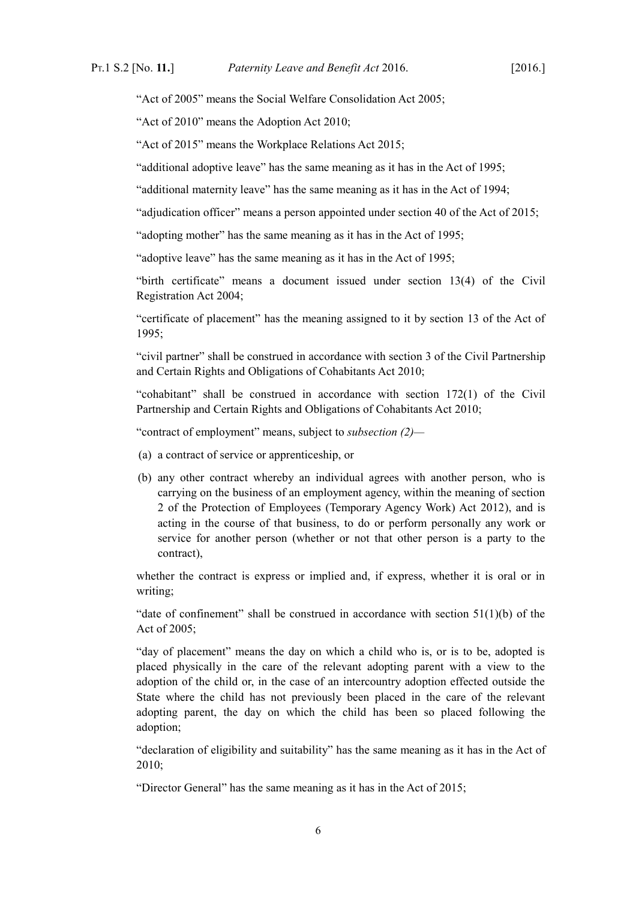"Act of 2005" means the Social Welfare Consolidation Act 2005;

"Act of 2010" means the Adoption Act 2010;

"Act of 2015" means the Workplace Relations Act 2015;

"additional adoptive leave" has the same meaning as it has in the Act of 1995;

"additional maternity leave" has the same meaning as it has in the Act of 1994;

"adjudication officer" means a person appointed under section 40 of the Act of 2015;

"adopting mother" has the same meaning as it has in the Act of 1995;

"adoptive leave" has the same meaning as it has in the Act of 1995;

"birth certificate" means a document issued under section 13(4) of the Civil Registration Act 2004;

"certificate of placement" has the meaning assigned to it by section 13 of the Act of 1995;

"civil partner" shall be construed in accordance with section 3 of the Civil Partnership and Certain Rights and Obligations of Cohabitants Act 2010;

"cohabitant" shall be construed in accordance with section 172(1) of the Civil Partnership and Certain Rights and Obligations of Cohabitants Act 2010;

"contract of employment" means, subject to *subsection (2)*—

(a) a contract of service or apprenticeship, or

(b) any other contract whereby an individual agrees with another person, who is carrying on the business of an employment agency, within the meaning of section 2 of the Protection of Employees (Temporary Agency Work) Act 2012), and is acting in the course of that business, to do or perform personally any work or service for another person (whether or not that other person is a party to the contract),

whether the contract is express or implied and, if express, whether it is oral or in writing;

"date of confinement" shall be construed in accordance with section 51(1)(b) of the Act of 2005;

"day of placement" means the day on which a child who is, or is to be, adopted is placed physically in the care of the relevant adopting parent with a view to the adoption of the child or, in the case of an intercountry adoption effected outside the State where the child has not previously been placed in the care of the relevant adopting parent, the day on which the child has been so placed following the adoption;

"declaration of eligibility and suitability" has the same meaning as it has in the Act of 2010;

"Director General" has the same meaning as it has in the Act of 2015;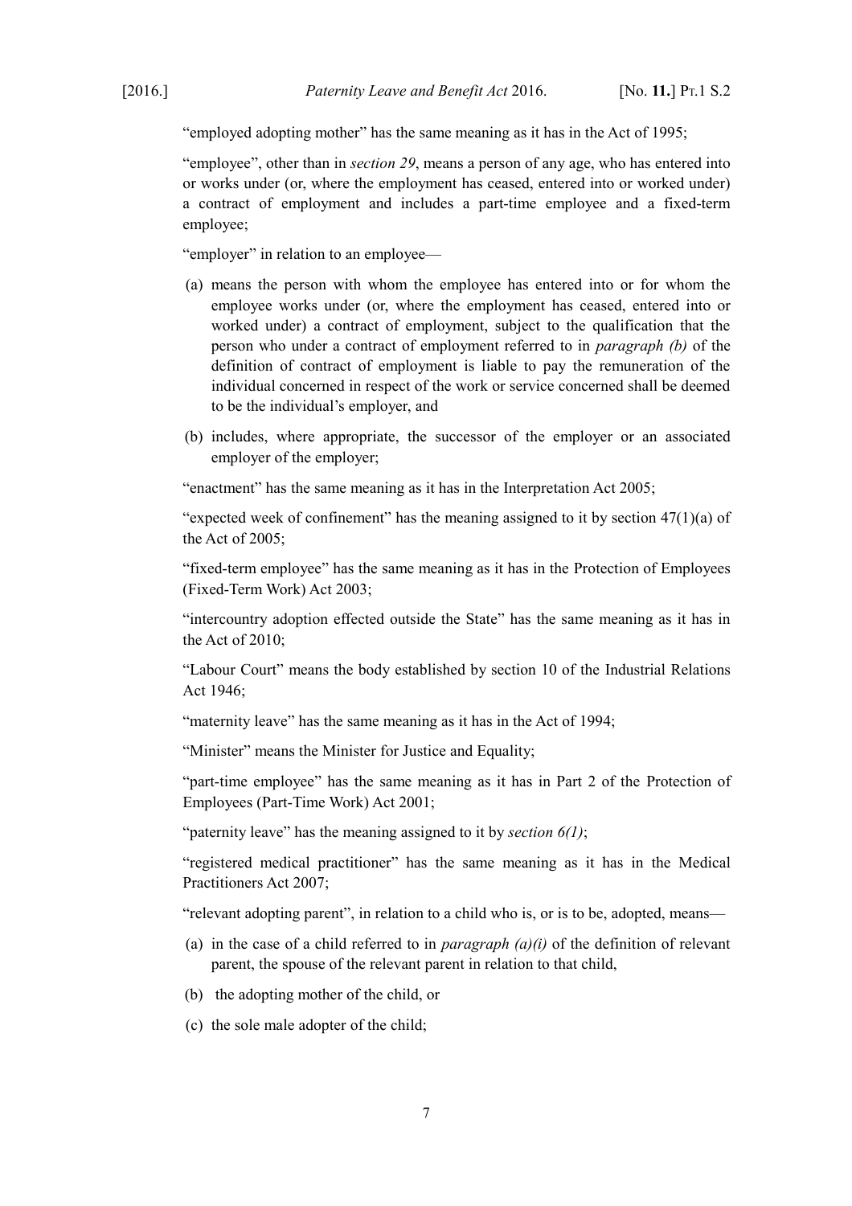“employed adopting mother” has the same meaning as it has in the Act of 1995;

“employee”, other than in *section 29*, means a person of any age, who has entered into or works under (or, where the employment has ceased, entered into or worked under) a contract of employment and includes a part-time employee and a fixed-term employee;

“employer” in relation to an employee—

(a) means the person with whom the employee has entered into or for whom the employee works under (or, where the employment has ceased, entered into or worked under) a contract of employment, subject to the qualification that the person who under a contract of employment referred to in *paragraph (b)* of the definition of contract of employment is liable to pay the remuneration of the individual concerned in respect of the work or service concerned shall be deemed to be the individual’s employer, and

(b) includes, where appropriate, the successor of the employer or an associated employer of the employer;

“enactment” has the same meaning as it has in the Interpretation Act 2005;

“expected week of confinement” has the meaning assigned to it by section 47(1)(a) of the Act of 2005;

“fixed-term employee” has the same meaning as it has in the Protection of Employees (Fixed-Term Work) Act 2003;

“intercountry adoption effected outside the State” has the same meaning as it has in the Act of 2010;

“Labour Court” means the body established by section 10 of the Industrial Relations Act 1946;

“maternity leave” has the same meaning as it has in the Act of 1994;

“Minister” means the Minister for Justice and Equality;

“part-time employee” has the same meaning as it has in Part 2 of the Protection of Employees (Part-Time Work) Act 2001;

“paternity leave” has the meaning assigned to it by *section 6(1)*;

“registered medical practitioner” has the same meaning as it has in the Medical Practitioners Act 2007;

“relevant adopting parent”, in relation to a child who is, or is to be, adopted, means—

(a) in the case of a child referred to in *paragraph (a)(i)* of the definition of relevant parent, the spouse of the relevant parent in relation to that child,

(b) the adopting mother of the child, or

(c) the sole male adopter of the child;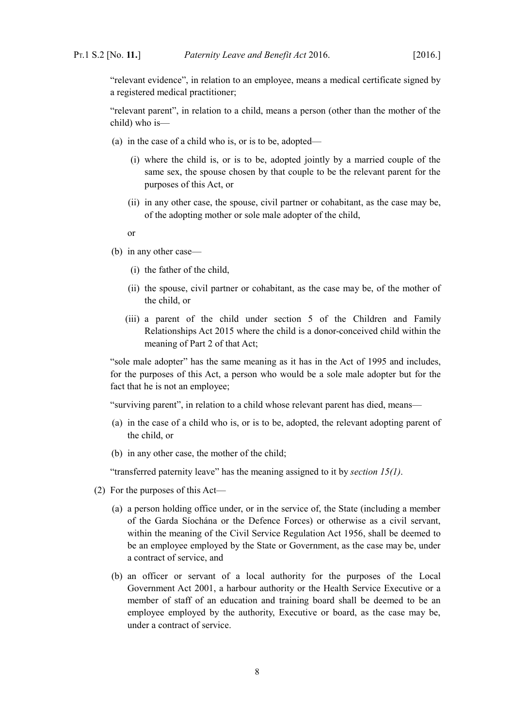"relevant evidence", in relation to an employee, means a medical certificate signed by a registered medical practitioner;

"relevant parent", in relation to a child, means a person (other than the mother of the child) who is—

(a) in the case of a child who is, or is to be, adopted—

(i) where the child is, or is to be, adopted jointly by a married couple of the same sex, the spouse chosen by that couple to be the relevant parent for the purposes of this Act, or

(ii) in any other case, the spouse, civil partner or cohabitant, as the case may be, of the adopting mother or sole male adopter of the child,

or

(b) in any other case—

(i) the father of the child,

(ii) the spouse, civil partner or cohabitant, as the case may be, of the mother of the child, or

(iii) a parent of the child under section 5 of the Children and Family Relationships Act 2015 where the child is a donor-conceived child within the meaning of Part 2 of that Act;

"sole male adopter" has the same meaning as it has in the Act of 1995 and includes, for the purposes of this Act, a person who would be a sole male adopter but for the fact that he is not an employee;

"surviving parent", in relation to a child whose relevant parent has died, means—

(a) in the case of a child who is, or is to be, adopted, the relevant adopting parent of the child, or

(b) in any other case, the mother of the child;

"transferred paternity leave" has the meaning assigned to it by *section 15(1)*.

(2) For the purposes of this Act—

(a) a person holding office under, or in the service of, the State (including a member of the Garda Síochána or the Defence Forces) or otherwise as a civil servant, within the meaning of the Civil Service Regulation Act 1956, shall be deemed to be an employee employed by the State or Government, as the case may be, under a contract of service, and

(b) an officer or servant of a local authority for the purposes of the Local Government Act 2001, a harbour authority or the Health Service Executive or a member of staff of an education and training board shall be deemed to be an employee employed by the authority, Executive or board, as the case may be, under a contract of service.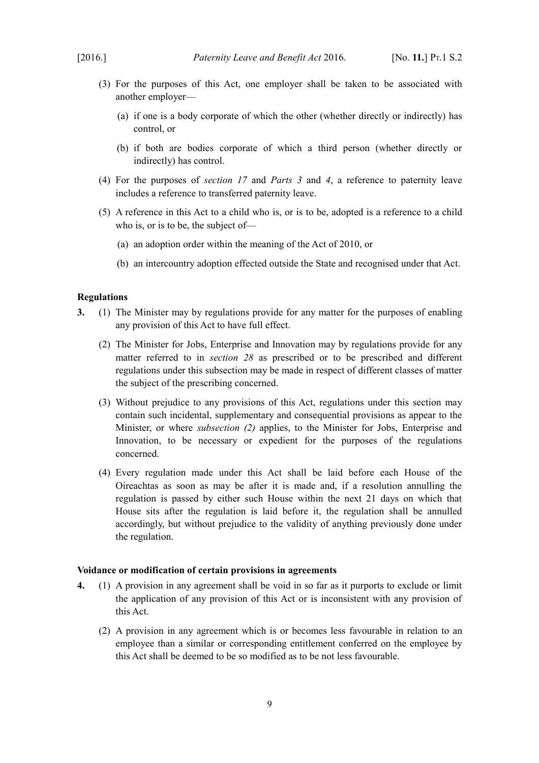(3) For the purposes of this Act, one employer shall be taken to be associated with another employer—

(a) if one is a body corporate of which the other (whether directly or indirectly) has control, or

(b) if both are bodies corporate of which a third person (whether directly or indirectly) has control.

(4) For the purposes of *section 17* and *Parts 3* and *4*, a reference to paternity leave includes a reference to transferred paternity leave.

(5) A reference in this Act to a child who is, or is to be, adopted is a reference to a child who is, or is to be, the subject of—

(a) an adoption order within the meaning of the Act of 2010, or

(b) an intercountry adoption effected outside the State and recognised under that Act.

**Regulations**

**3.** (1) The Minister may by regulations provide for any matter for the purposes of enabling any provision of this Act to have full effect.

(2) The Minister for Jobs, Enterprise and Innovation may by regulations provide for any matter referred to in *section 28* as prescribed or to be prescribed and different regulations under this subsection may be made in respect of different classes of matter the subject of the prescribing concerned.

(3) Without prejudice to any provisions of this Act, regulations under this section may contain such incidental, supplementary and consequential provisions as appear to the Minister, or where *subsection (2)* applies, to the Minister for Jobs, Enterprise and Innovation, to be necessary or expedient for the purposes of the regulations concerned.

(4) Every regulation made under this Act shall be laid before each House of the Oireachtas as soon as may be after it is made and, if a resolution annulling the regulation is passed by either such House within the next 21 days on which that House sits after the regulation is laid before it, the regulation shall be annulled accordingly, but without prejudice to the validity of anything previously done under the regulation.

**Voidance or modification of certain provisions in agreements**

**4.** (1) A provision in any agreement shall be void in so far as it purports to exclude or limit the application of any provision of this Act or is inconsistent with any provision of this Act.

(2) A provision in any agreement which is or becomes less favourable in relation to an employee than a similar or corresponding entitlement conferred on the employee by this Act shall be deemed to be so modified as to be not less favourable.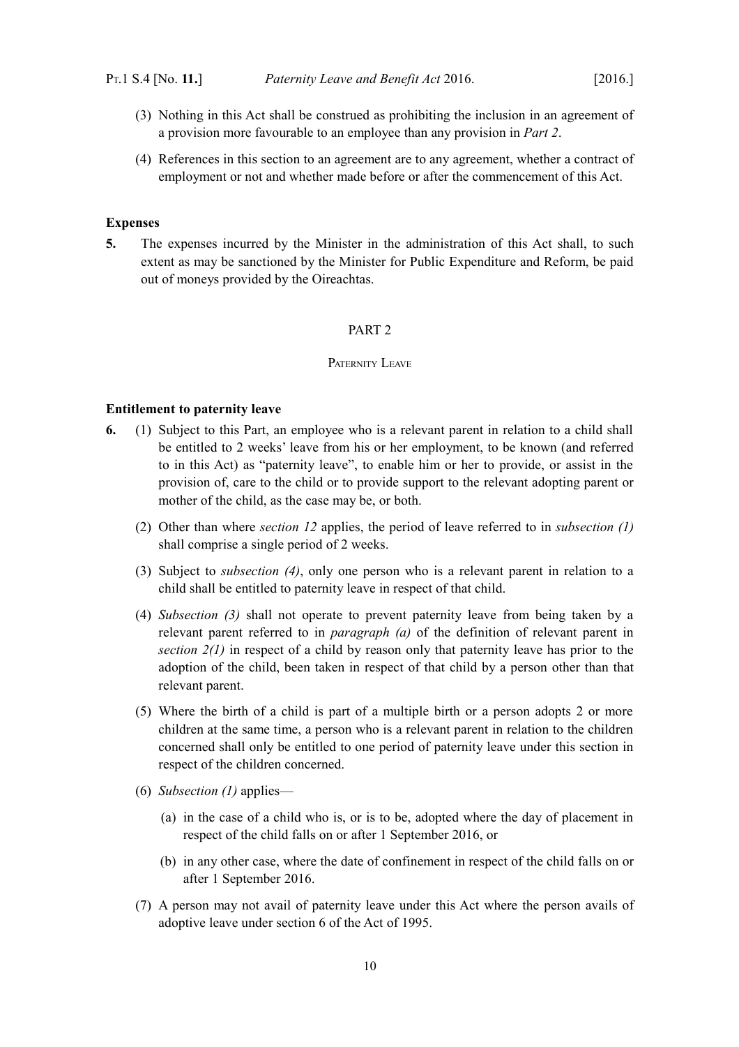(3) Nothing in this Act shall be construed as prohibiting the inclusion in an agreement of a provision more favourable to an employee than any provision in *Part 2*.

(4) References in this section to an agreement are to any agreement, whether a contract of employment or not and whether made before or after the commencement of this Act.

**Expenses**

**5.** The expenses incurred by the Minister in the administration of this Act shall, to such extent as may be sanctioned by the Minister for Public Expenditure and Reform, be paid out of moneys provided by the Oireachtas.

PART 2

PATERNITY LEAVE

**Entitlement to paternity leave**

**6.** (1) Subject to this Part, an employee who is a relevant parent in relation to a child shall be entitled to 2 weeks' leave from his or her employment, to be known (and referred to in this Act) as "paternity leave", to enable him or her to provide, or assist in the provision of, care to the child or to provide support to the relevant adopting parent or mother of the child, as the case may be, or both.

(2) Other than where *section 12* applies, the period of leave referred to in *subsection (1)* shall comprise a single period of 2 weeks.

(3) Subject to *subsection (4)*, only one person who is a relevant parent in relation to a child shall be entitled to paternity leave in respect of that child.

(4) *Subsection (3)* shall not operate to prevent paternity leave from being taken by a relevant parent referred to in *paragraph (a)* of the definition of relevant parent in *section 2(1)* in respect of a child by reason only that paternity leave has prior to the adoption of the child, been taken in respect of that child by a person other than that relevant parent.

(5) Where the birth of a child is part of a multiple birth or a person adopts 2 or more children at the same time, a person who is a relevant parent in relation to the children concerned shall only be entitled to one period of paternity leave under this section in respect of the children concerned.

(6) *Subsection (1)* applies—

(a) in the case of a child who is, or is to be, adopted where the day of placement in respect of the child falls on or after 1 September 2016, or

(b) in any other case, where the date of confinement in respect of the child falls on or after 1 September 2016.

(7) A person may not avail of paternity leave under this Act where the person avails of adoptive leave under section 6 of the Act of 1995.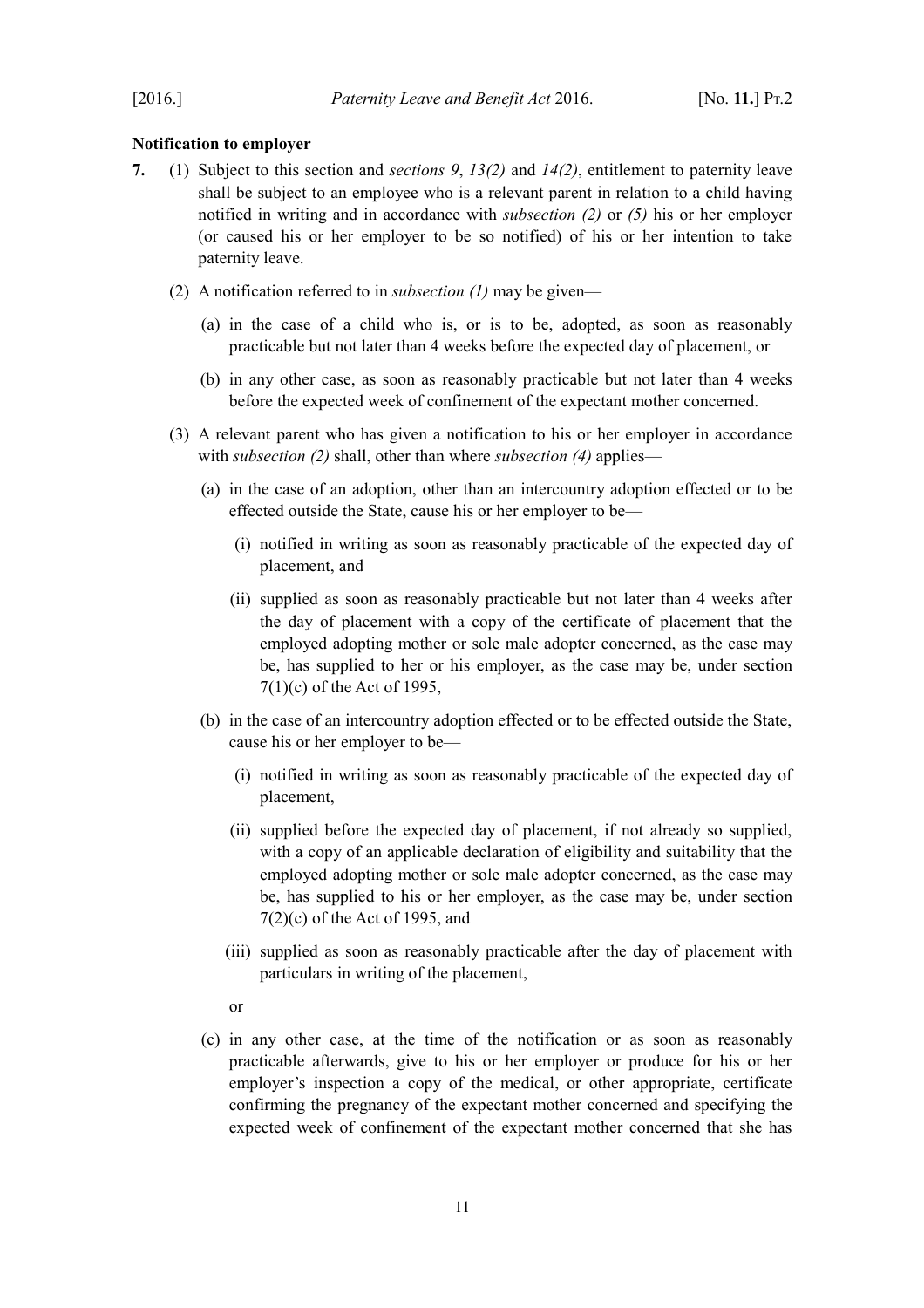**Notification to employer**

**7.** (1) Subject to this section and *sections 9*, *13(2)* and *14(2)*, entitlement to paternity leave shall be subject to an employee who is a relevant parent in relation to a child having notified in writing and in accordance with *subsection (2)* or *(5)* his or her employer (or caused his or her employer to be so notified) of his or her intention to take paternity leave.

(2) A notification referred to in *subsection (1)* may be given—

(a) in the case of a child who is, or is to be, adopted, as soon as reasonably practicable but not later than 4 weeks before the expected day of placement, or

(b) in any other case, as soon as reasonably practicable but not later than 4 weeks before the expected week of confinement of the expectant mother concerned.

(3) A relevant parent who has given a notification to his or her employer in accordance with *subsection (2)* shall, other than where *subsection (4)* applies—

(a) in the case of an adoption, other than an intercountry adoption effected or to be effected outside the State, cause his or her employer to be—

(i) notified in writing as soon as reasonably practicable of the expected day of placement, and

(ii) supplied as soon as reasonably practicable but not later than 4 weeks after the day of placement with a copy of the certificate of placement that the employed adopting mother or sole male adopter concerned, as the case may be, has supplied to her or his employer, as the case may be, under section 7(1)(c) of the Act of 1995,

(b) in the case of an intercountry adoption effected or to be effected outside the State, cause his or her employer to be—

(i) notified in writing as soon as reasonably practicable of the expected day of placement,

(ii) supplied before the expected day of placement, if not already so supplied, with a copy of an applicable declaration of eligibility and suitability that the employed adopting mother or sole male adopter concerned, as the case may be, has supplied to his or her employer, as the case may be, under section 7(2)(c) of the Act of 1995, and

(iii) supplied as soon as reasonably practicable after the day of placement with particulars in writing of the placement,

or

(c) in any other case, at the time of the notification or as soon as reasonably practicable afterwards, give to his or her employer or produce for his or her employer's inspection a copy of the medical, or other appropriate, certificate confirming the pregnancy of the expectant mother concerned and specifying the expected week of confinement of the expectant mother concerned that she has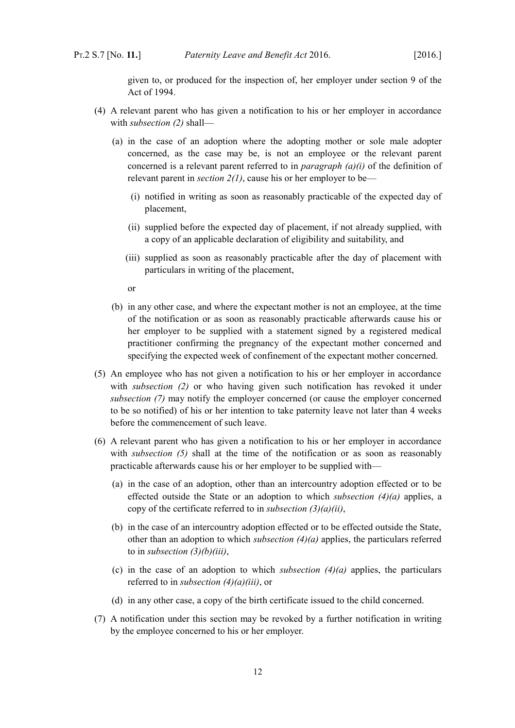given to, or produced for the inspection of, her employer under section 9 of the Act of 1994.

(4) A relevant parent who has given a notification to his or her employer in accordance with *subsection (2)* shall—

(a) in the case of an adoption where the adopting mother or sole male adopter concerned, as the case may be, is not an employee or the relevant parent concerned is a relevant parent referred to in *paragraph (a)(i)* of the definition of relevant parent in *section 2(1)*, cause his or her employer to be—

(i) notified in writing as soon as reasonably practicable of the expected day of placement,

(ii) supplied before the expected day of placement, if not already supplied, with a copy of an applicable declaration of eligibility and suitability, and

(iii) supplied as soon as reasonably practicable after the day of placement with particulars in writing of the placement,

or

(b) in any other case, and where the expectant mother is not an employee, at the time of the notification or as soon as reasonably practicable afterwards cause his or her employer to be supplied with a statement signed by a registered medical practitioner confirming the pregnancy of the expectant mother concerned and specifying the expected week of confinement of the expectant mother concerned.

(5) An employee who has not given a notification to his or her employer in accordance with *subsection (2)* or who having given such notification has revoked it under *subsection (7)* may notify the employer concerned (or cause the employer concerned to be so notified) of his or her intention to take paternity leave not later than 4 weeks before the commencement of such leave.

(6) A relevant parent who has given a notification to his or her employer in accordance with *subsection (5)* shall at the time of the notification or as soon as reasonably practicable afterwards cause his or her employer to be supplied with—

(a) in the case of an adoption, other than an intercountry adoption effected or to be effected outside the State or an adoption to which *subsection (4)(a)* applies, a copy of the certificate referred to in *subsection (3)(a)(ii)*,

(b) in the case of an intercountry adoption effected or to be effected outside the State, other than an adoption to which *subsection (4)(a)* applies, the particulars referred to in *subsection (3)(b)(iii)*,

(c) in the case of an adoption to which *subsection (4)(a)* applies, the particulars referred to in *subsection (4)(a)(iii)*, or

(d) in any other case, a copy of the birth certificate issued to the child concerned.

(7) A notification under this section may be revoked by a further notification in writing by the employee concerned to his or her employer.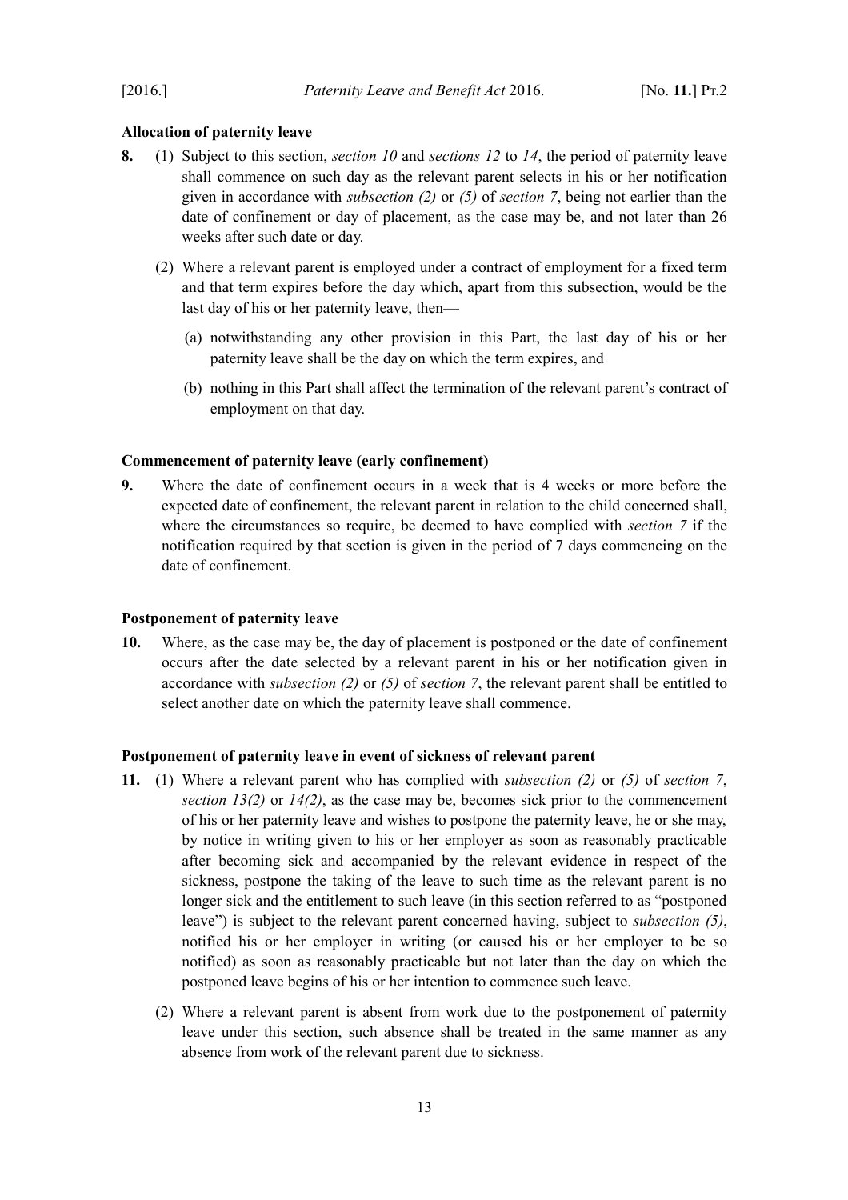**Allocation of paternity leave**

**8.** (1) Subject to this section, *section 10* and *sections 12* to *14*, the period of paternity leave shall commence on such day as the relevant parent selects in his or her notification given in accordance with *subsection (2)* or *(5)* of *section 7*, being not earlier than the date of confinement or day of placement, as the case may be, and not later than 26 weeks after such date or day.

(2) Where a relevant parent is employed under a contract of employment for a fixed term and that term expires before the day which, apart from this subsection, would be the last day of his or her paternity leave, then—

(a) notwithstanding any other provision in this Part, the last day of his or her paternity leave shall be the day on which the term expires, and

(b) nothing in this Part shall affect the termination of the relevant parent's contract of employment on that day.

**Commencement of paternity leave (early confinement)**

**9.** Where the date of confinement occurs in a week that is 4 weeks or more before the expected date of confinement, the relevant parent in relation to the child concerned shall, where the circumstances so require, be deemed to have complied with *section 7* if the notification required by that section is given in the period of 7 days commencing on the date of confinement.

**Postponement of paternity leave**

**10.** Where, as the case may be, the day of placement is postponed or the date of confinement occurs after the date selected by a relevant parent in his or her notification given in accordance with *subsection (2)* or *(5)* of *section 7*, the relevant parent shall be entitled to select another date on which the paternity leave shall commence.

**Postponement of paternity leave in event of sickness of relevant parent**

**11.** (1) Where a relevant parent who has complied with *subsection (2)* or *(5)* of *section 7*, *section 13(2)* or *14(2)*, as the case may be, becomes sick prior to the commencement of his or her paternity leave and wishes to postpone the paternity leave, he or she may, by notice in writing given to his or her employer as soon as reasonably practicable after becoming sick and accompanied by the relevant evidence in respect of the sickness, postpone the taking of the leave to such time as the relevant parent is no longer sick and the entitlement to such leave (in this section referred to as "postponed leave") is subject to the relevant parent concerned having, subject to *subsection (5)*, notified his or her employer in writing (or caused his or her employer to be so notified) as soon as reasonably practicable but not later than the day on which the postponed leave begins of his or her intention to commence such leave.

(2) Where a relevant parent is absent from work due to the postponement of paternity leave under this section, such absence shall be treated in the same manner as any absence from work of the relevant parent due to sickness.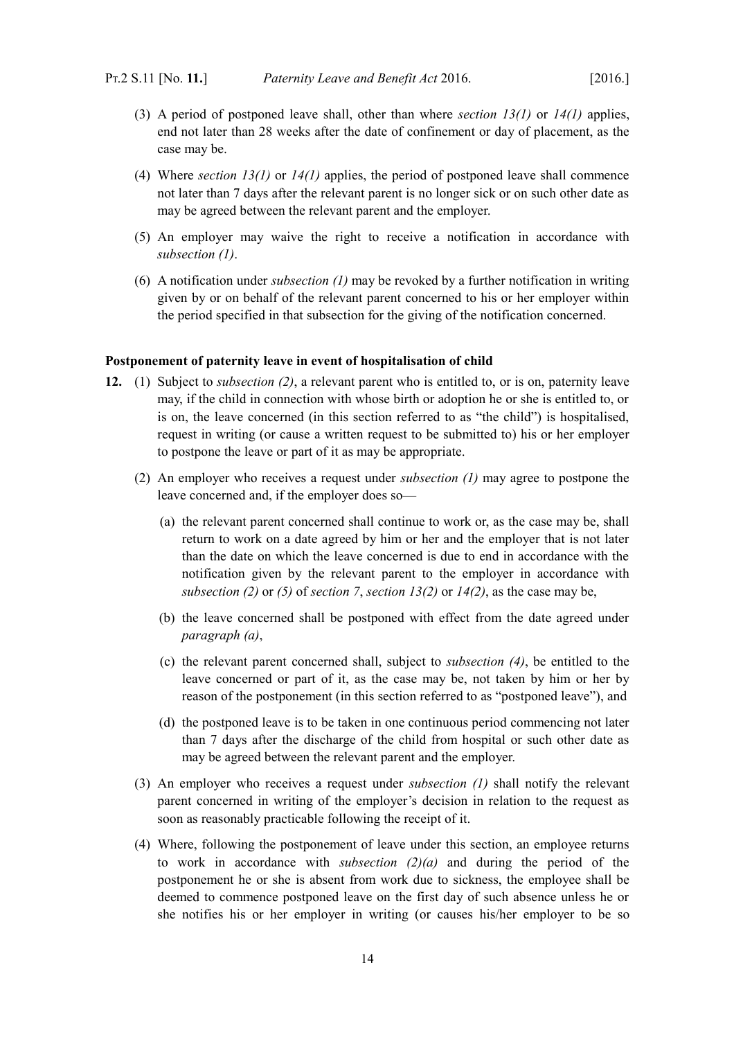(3) A period of postponed leave shall, other than where *section 13(1)* or *14(1)* applies, end not later than 28 weeks after the date of confinement or day of placement, as the case may be.

(4) Where *section 13(1)* or *14(1)* applies, the period of postponed leave shall commence not later than 7 days after the relevant parent is no longer sick or on such other date as may be agreed between the relevant parent and the employer.

(5) An employer may waive the right to receive a notification in accordance with *subsection (1)*.

(6) A notification under *subsection (1)* may be revoked by a further notification in writing given by or on behalf of the relevant parent concerned to his or her employer within the period specified in that subsection for the giving of the notification concerned.

**Postponement of paternity leave in event of hospitalisation of child**

**12.** (1) Subject to *subsection (2)*, a relevant parent who is entitled to, or is on, paternity leave may, if the child in connection with whose birth or adoption he or she is entitled to, or is on, the leave concerned (in this section referred to as "the child") is hospitalised, request in writing (or cause a written request to be submitted to) his or her employer to postpone the leave or part of it as may be appropriate.

(2) An employer who receives a request under *subsection (1)* may agree to postpone the leave concerned and, if the employer does so—

(a) the relevant parent concerned shall continue to work or, as the case may be, shall return to work on a date agreed by him or her and the employer that is not later than the date on which the leave concerned is due to end in accordance with the notification given by the relevant parent to the employer in accordance with *subsection (2)* or *(5)* of *section 7*, *section 13(2)* or *14(2)*, as the case may be,

(b) the leave concerned shall be postponed with effect from the date agreed under *paragraph (a)*,

(c) the relevant parent concerned shall, subject to *subsection (4)*, be entitled to the leave concerned or part of it, as the case may be, not taken by him or her by reason of the postponement (in this section referred to as "postponed leave"), and

(d) the postponed leave is to be taken in one continuous period commencing not later than 7 days after the discharge of the child from hospital or such other date as may be agreed between the relevant parent and the employer.

(3) An employer who receives a request under *subsection (1)* shall notify the relevant parent concerned in writing of the employer's decision in relation to the request as soon as reasonably practicable following the receipt of it.

(4) Where, following the postponement of leave under this section, an employee returns to work in accordance with *subsection (2)(a)* and during the period of the postponement he or she is absent from work due to sickness, the employee shall be deemed to commence postponed leave on the first day of such absence unless he or she notifies his or her employer in writing (or causes his/her employer to be so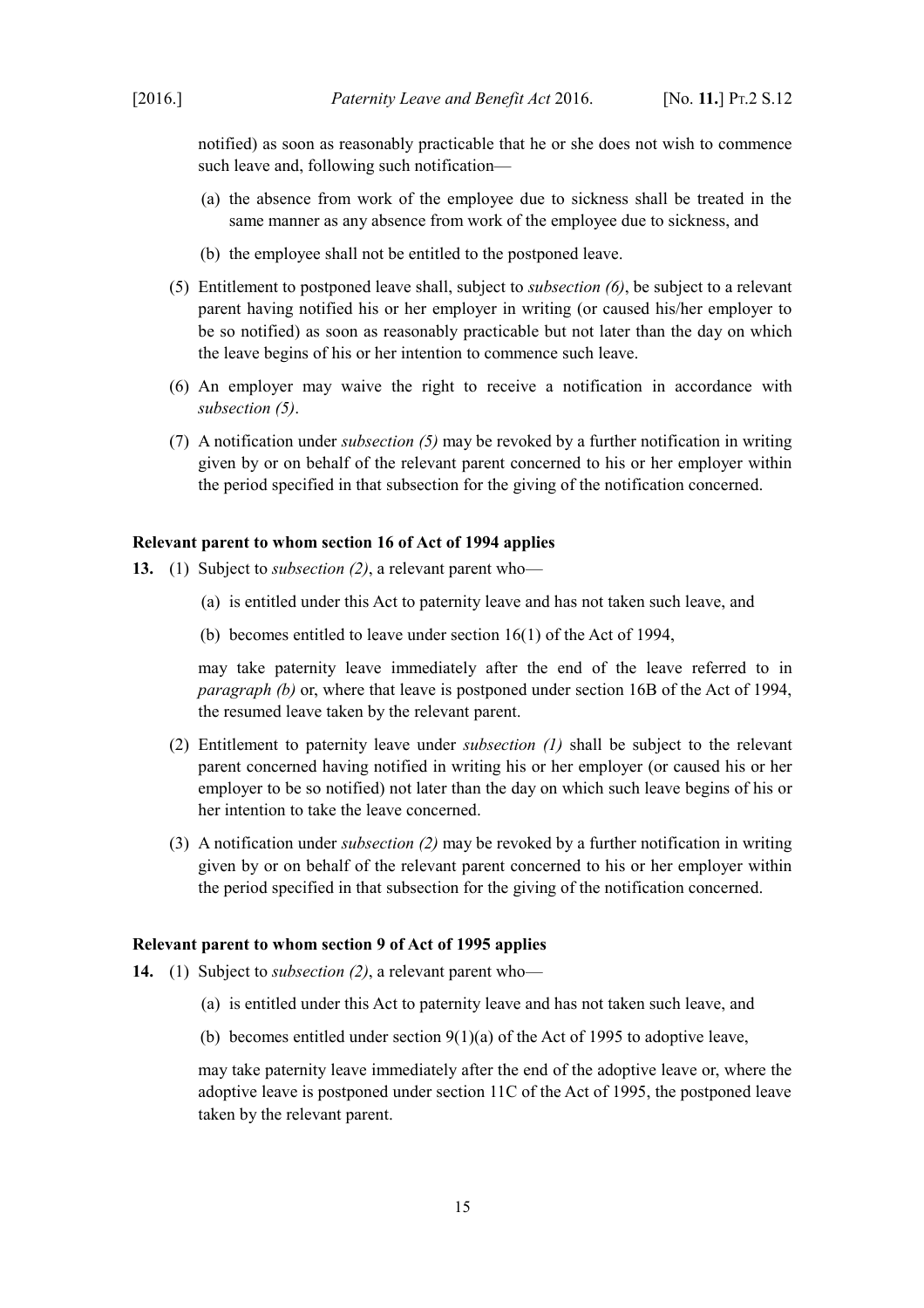notified) as soon as reasonably practicable that he or she does not wish to commence such leave and, following such notification—

(a) the absence from work of the employee due to sickness shall be treated in the same manner as any absence from work of the employee due to sickness, and

(b) the employee shall not be entitled to the postponed leave.

(5) Entitlement to postponed leave shall, subject to *subsection (6)*, be subject to a relevant parent having notified his or her employer in writing (or caused his/her employer to be so notified) as soon as reasonably practicable but not later than the day on which the leave begins of his or her intention to commence such leave.

(6) An employer may waive the right to receive a notification in accordance with *subsection (5)*.

(7) A notification under *subsection (5)* may be revoked by a further notification in writing given by or on behalf of the relevant parent concerned to his or her employer within the period specified in that subsection for the giving of the notification concerned.

**Relevant parent to whom section 16 of Act of 1994 applies**

**13.** (1) Subject to *subsection (2)*, a relevant parent who—

(a) is entitled under this Act to paternity leave and has not taken such leave, and

(b) becomes entitled to leave under section 16(1) of the Act of 1994,

may take paternity leave immediately after the end of the leave referred to in *paragraph (b)* or, where that leave is postponed under section 16B of the Act of 1994, the resumed leave taken by the relevant parent.

(2) Entitlement to paternity leave under *subsection (1)* shall be subject to the relevant parent concerned having notified in writing his or her employer (or caused his or her employer to be so notified) not later than the day on which such leave begins of his or her intention to take the leave concerned.

(3) A notification under *subsection (2)* may be revoked by a further notification in writing given by or on behalf of the relevant parent concerned to his or her employer within the period specified in that subsection for the giving of the notification concerned.

**Relevant parent to whom section 9 of Act of 1995 applies**

**14.** (1) Subject to *subsection (2)*, a relevant parent who—

(a) is entitled under this Act to paternity leave and has not taken such leave, and

(b) becomes entitled under section 9(1)(a) of the Act of 1995 to adoptive leave,

may take paternity leave immediately after the end of the adoptive leave or, where the adoptive leave is postponed under section 11C of the Act of 1995, the postponed leave taken by the relevant parent.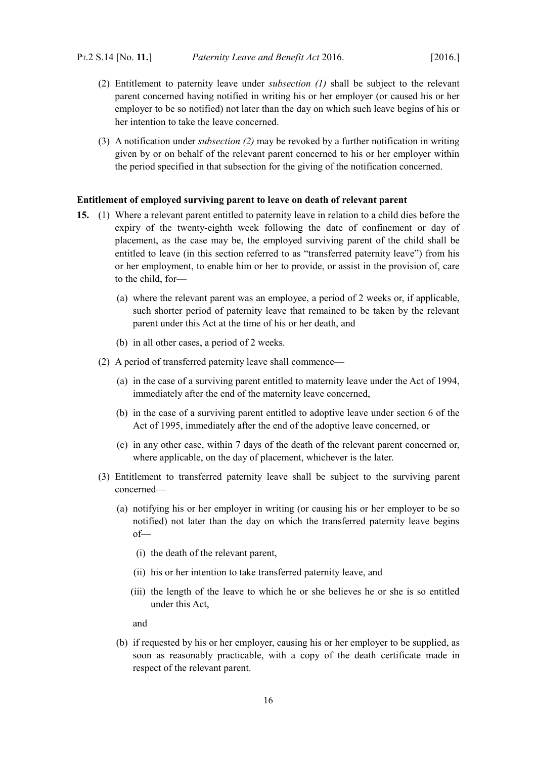(2) Entitlement to paternity leave under *subsection (1)* shall be subject to the relevant parent concerned having notified in writing his or her employer (or caused his or her employer to be so notified) not later than the day on which such leave begins of his or her intention to take the leave concerned.

(3) A notification under *subsection (2)* may be revoked by a further notification in writing given by or on behalf of the relevant parent concerned to his or her employer within the period specified in that subsection for the giving of the notification concerned.

**Entitlement of employed surviving parent to leave on death of relevant parent**

**15.** (1) Where a relevant parent entitled to paternity leave in relation to a child dies before the expiry of the twenty-eighth week following the date of confinement or day of placement, as the case may be, the employed surviving parent of the child shall be entitled to leave (in this section referred to as "transferred paternity leave") from his or her employment, to enable him or her to provide, or assist in the provision of, care to the child, for—

(a) where the relevant parent was an employee, a period of 2 weeks or, if applicable, such shorter period of paternity leave that remained to be taken by the relevant parent under this Act at the time of his or her death, and

(b) in all other cases, a period of 2 weeks.

(2) A period of transferred paternity leave shall commence—

(a) in the case of a surviving parent entitled to maternity leave under the Act of 1994, immediately after the end of the maternity leave concerned,

(b) in the case of a surviving parent entitled to adoptive leave under section 6 of the Act of 1995, immediately after the end of the adoptive leave concerned, or

(c) in any other case, within 7 days of the death of the relevant parent concerned or, where applicable, on the day of placement, whichever is the later.

(3) Entitlement to transferred paternity leave shall be subject to the surviving parent concerned—

(a) notifying his or her employer in writing (or causing his or her employer to be so notified) not later than the day on which the transferred paternity leave begins of—

(i) the death of the relevant parent,

(ii) his or her intention to take transferred paternity leave, and

(iii) the length of the leave to which he or she believes he or she is so entitled under this Act,

and

(b) if requested by his or her employer, causing his or her employer to be supplied, as soon as reasonably practicable, with a copy of the death certificate made in respect of the relevant parent.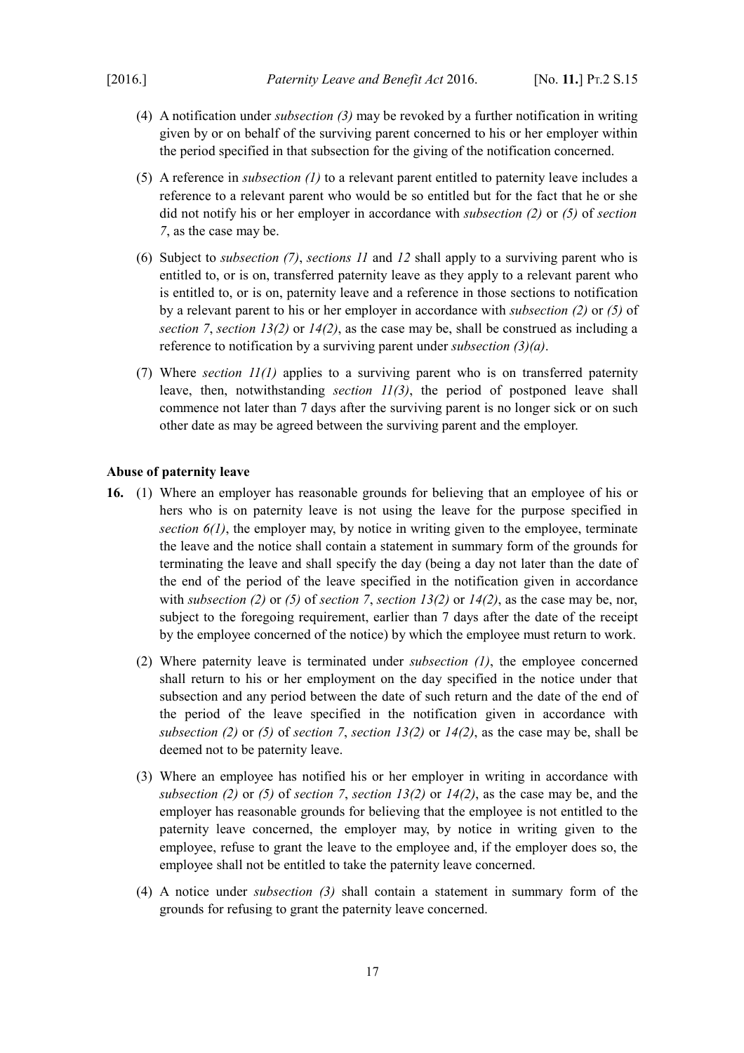(4) A notification under *subsection (3)* may be revoked by a further notification in writing given by or on behalf of the surviving parent concerned to his or her employer within the period specified in that subsection for the giving of the notification concerned.

(5) A reference in *subsection (1)* to a relevant parent entitled to paternity leave includes a reference to a relevant parent who would be so entitled but for the fact that he or she did not notify his or her employer in accordance with *subsection (2)* or *(5)* of *section 7*, as the case may be.

(6) Subject to *subsection (7)*, *sections 11* and *12* shall apply to a surviving parent who is entitled to, or is on, transferred paternity leave as they apply to a relevant parent who is entitled to, or is on, paternity leave and a reference in those sections to notification by a relevant parent to his or her employer in accordance with *subsection (2)* or *(5)* of *section 7*, *section 13(2)* or *14(2)*, as the case may be, shall be construed as including a reference to notification by a surviving parent under *subsection (3)(a)*.

(7) Where *section 11(1)* applies to a surviving parent who is on transferred paternity leave, then, notwithstanding *section 11(3)*, the period of postponed leave shall commence not later than 7 days after the surviving parent is no longer sick or on such other date as may be agreed between the surviving parent and the employer.

**Abuse of paternity leave**

**16.** (1) Where an employer has reasonable grounds for believing that an employee of his or hers who is on paternity leave is not using the leave for the purpose specified in *section 6(1)*, the employer may, by notice in writing given to the employee, terminate the leave and the notice shall contain a statement in summary form of the grounds for terminating the leave and shall specify the day (being a day not later than the date of the end of the period of the leave specified in the notification given in accordance with *subsection (2)* or *(5)* of *section 7*, *section 13(2)* or *14(2)*, as the case may be, nor, subject to the foregoing requirement, earlier than 7 days after the date of the receipt by the employee concerned of the notice) by which the employee must return to work.

(2) Where paternity leave is terminated under *subsection (1)*, the employee concerned shall return to his or her employment on the day specified in the notice under that subsection and any period between the date of such return and the date of the end of the period of the leave specified in the notification given in accordance with *subsection (2)* or *(5)* of *section 7*, *section 13(2)* or *14(2)*, as the case may be, shall be deemed not to be paternity leave.

(3) Where an employee has notified his or her employer in writing in accordance with *subsection (2)* or *(5)* of *section 7*, *section 13(2)* or *14(2)*, as the case may be, and the employer has reasonable grounds for believing that the employee is not entitled to the paternity leave concerned, the employer may, by notice in writing given to the employee, refuse to grant the leave to the employee and, if the employer does so, the employee shall not be entitled to take the paternity leave concerned.

(4) A notice under *subsection (3)* shall contain a statement in summary form of the grounds for refusing to grant the paternity leave concerned.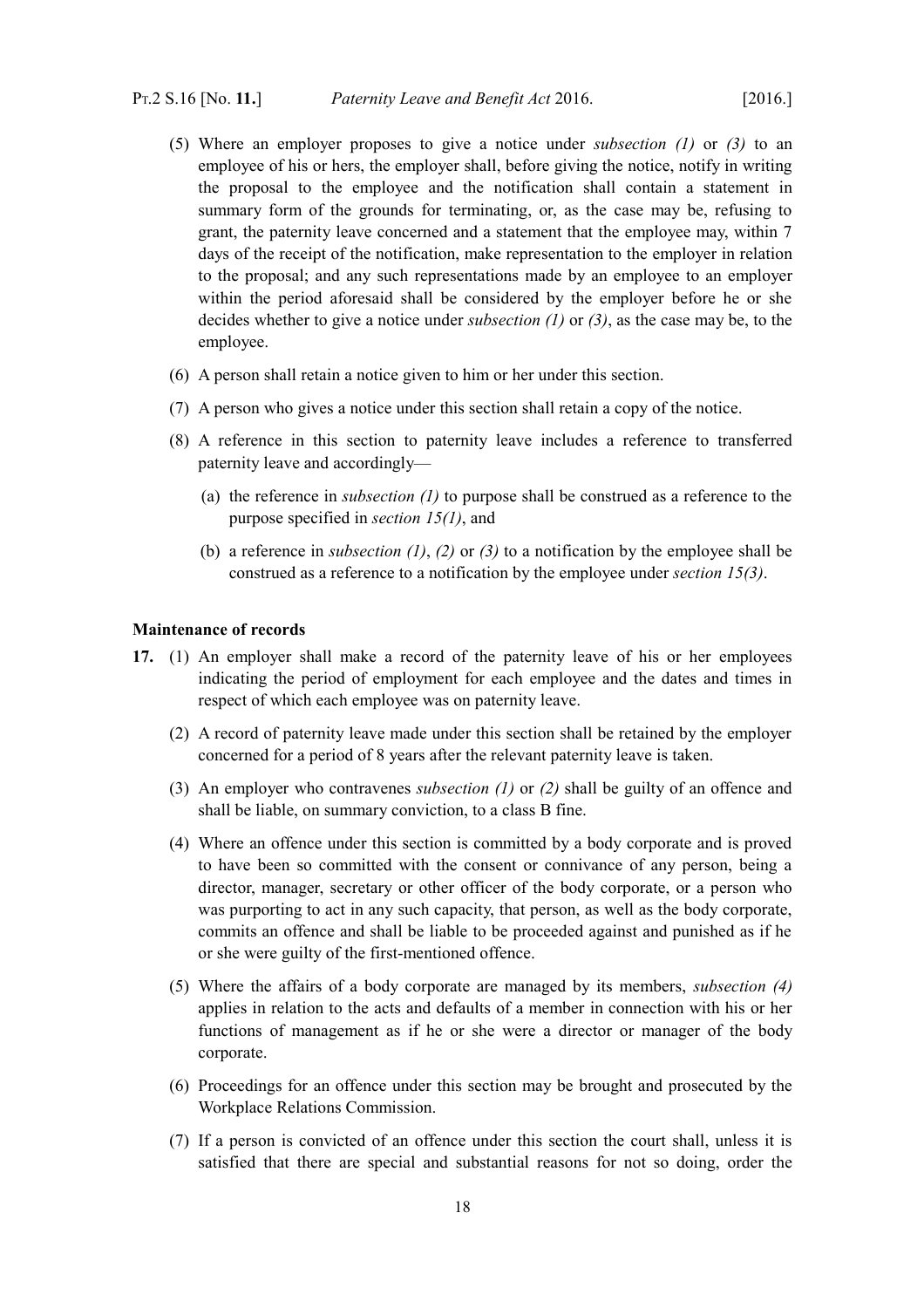(5) Where an employer proposes to give a notice under *subsection (1)* or *(3)* to an employee of his or hers, the employer shall, before giving the notice, notify in writing the proposal to the employee and the notification shall contain a statement in summary form of the grounds for terminating, or, as the case may be, refusing to grant, the paternity leave concerned and a statement that the employee may, within 7 days of the receipt of the notification, make representation to the employer in relation to the proposal; and any such representations made by an employee to an employer within the period aforesaid shall be considered by the employer before he or she decides whether to give a notice under *subsection (1)* or *(3)*, as the case may be, to the employee.

(6) A person shall retain a notice given to him or her under this section.

(7) A person who gives a notice under this section shall retain a copy of the notice.

(8) A reference in this section to paternity leave includes a reference to transferred paternity leave and accordingly—

(a) the reference in *subsection (1)* to purpose shall be construed as a reference to the purpose specified in *section 15(1)*, and

(b) a reference in *subsection (1)*, *(2)* or *(3)* to a notification by the employee shall be construed as a reference to a notification by the employee under *section 15(3)*.

**Maintenance of records**

**17.** (1) An employer shall make a record of the paternity leave of his or her employees indicating the period of employment for each employee and the dates and times in respect of which each employee was on paternity leave.

(2) A record of paternity leave made under this section shall be retained by the employer concerned for a period of 8 years after the relevant paternity leave is taken.

(3) An employer who contravenes *subsection (1)* or *(2)* shall be guilty of an offence and shall be liable, on summary conviction, to a class B fine.

(4) Where an offence under this section is committed by a body corporate and is proved to have been so committed with the consent or connivance of any person, being a director, manager, secretary or other officer of the body corporate, or a person who was purporting to act in any such capacity, that person, as well as the body corporate, commits an offence and shall be liable to be proceeded against and punished as if he or she were guilty of the first-mentioned offence.

(5) Where the affairs of a body corporate are managed by its members, *subsection (4)* applies in relation to the acts and defaults of a member in connection with his or her functions of management as if he or she were a director or manager of the body corporate.

(6) Proceedings for an offence under this section may be brought and prosecuted by the Workplace Relations Commission.

(7) If a person is convicted of an offence under this section the court shall, unless it is satisfied that there are special and substantial reasons for not so doing, order the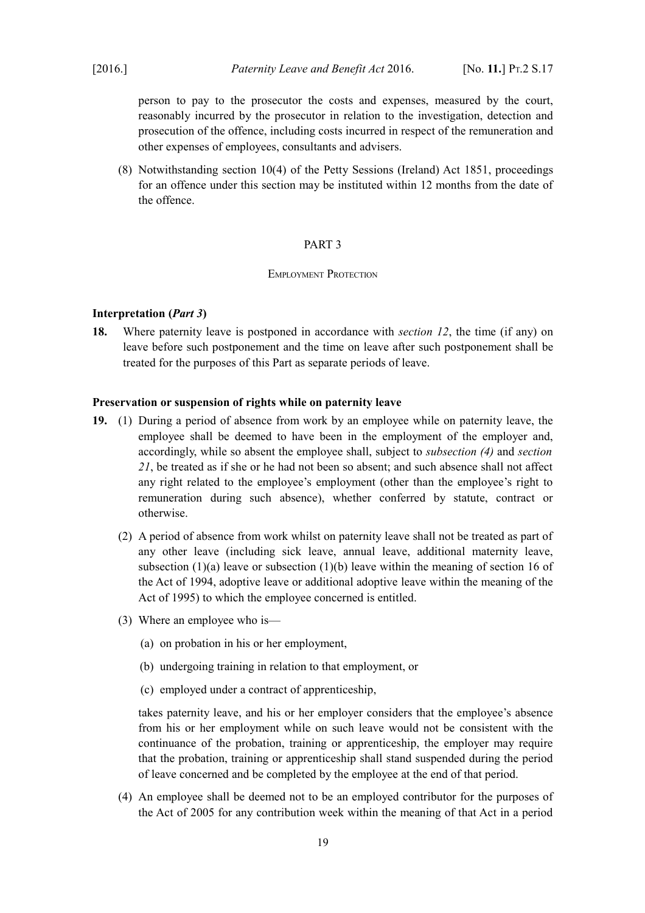person to pay to the prosecutor the costs and expenses, measured by the court, reasonably incurred by the prosecutor in relation to the investigation, detection and prosecution of the offence, including costs incurred in respect of the remuneration and other expenses of employees, consultants and advisers.

(8) Notwithstanding section 10(4) of the Petty Sessions (Ireland) Act 1851, proceedings for an offence under this section may be instituted within 12 months from the date of the offence.

## PART 3

### Employment Protection

**Interpretation (*Part 3*)**

**18.** Where paternity leave is postponed in accordance with *section 12*, the time (if any) on leave before such postponement and the time on leave after such postponement shall be treated for the purposes of this Part as separate periods of leave.

**Preservation or suspension of rights while on paternity leave**

**19.** (1) During a period of absence from work by an employee while on paternity leave, the employee shall be deemed to have been in the employment of the employer and, accordingly, while so absent the employee shall, subject to *subsection (4)* and *section 21*, be treated as if she or he had not been so absent; and such absence shall not affect any right related to the employee's employment (other than the employee's right to remuneration during such absence), whether conferred by statute, contract or otherwise.

(2) A period of absence from work whilst on paternity leave shall not be treated as part of any other leave (including sick leave, annual leave, additional maternity leave, subsection (1)(a) leave or subsection (1)(b) leave within the meaning of section 16 of the Act of 1994, adoptive leave or additional adoptive leave within the meaning of the Act of 1995) to which the employee concerned is entitled.

(3) Where an employee who is—

(a) on probation in his or her employment,

(b) undergoing training in relation to that employment, or

(c) employed under a contract of apprenticeship,

takes paternity leave, and his or her employer considers that the employee's absence from his or her employment while on such leave would not be consistent with the continuance of the probation, training or apprenticeship, the employer may require that the probation, training or apprenticeship shall stand suspended during the period of leave concerned and be completed by the employee at the end of that period.

(4) An employee shall be deemed not to be an employed contributor for the purposes of the Act of 2005 for any contribution week within the meaning of that Act in a period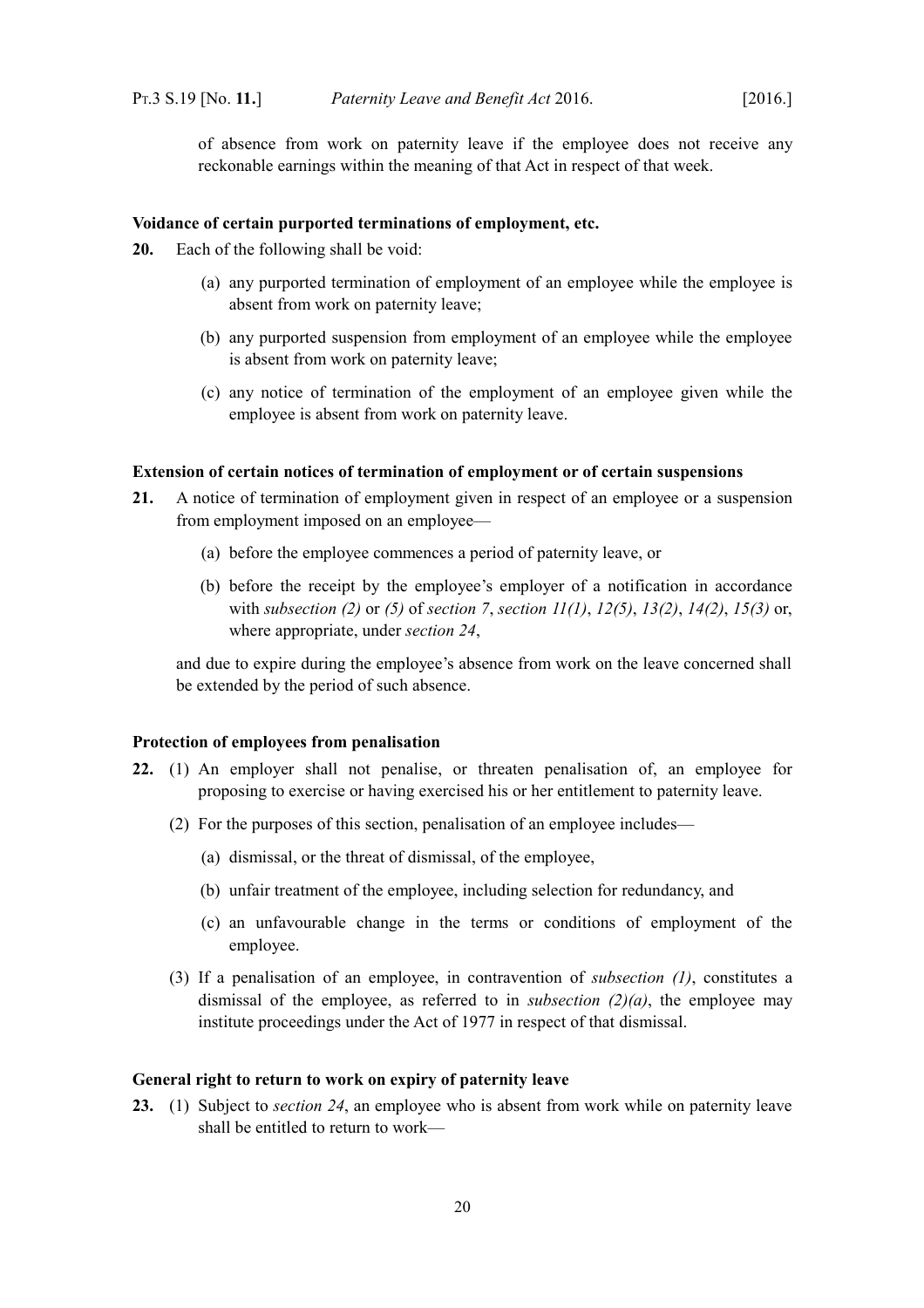of absence from work on paternity leave if the employee does not receive any reckonable earnings within the meaning of that Act in respect of that week.

**Voidance of certain purported terminations of employment, etc.**

**20.** Each of the following shall be void:

(a) any purported termination of employment of an employee while the employee is absent from work on paternity leave;

(b) any purported suspension from employment of an employee while the employee is absent from work on paternity leave;

(c) any notice of termination of the employment of an employee given while the employee is absent from work on paternity leave.

**Extension of certain notices of termination of employment or of certain suspensions**

**21.** A notice of termination of employment given in respect of an employee or a suspension from employment imposed on an employee—

(a) before the employee commences a period of paternity leave, or

(b) before the receipt by the employee's employer of a notification in accordance with *subsection (2)* or *(5)* of *section 7*, *section 11(1)*, *12(5)*, *13(2)*, *14(2)*, *15(3)* or, where appropriate, under *section 24*,

and due to expire during the employee's absence from work on the leave concerned shall be extended by the period of such absence.

**Protection of employees from penalisation**

**22.** (1) An employer shall not penalise, or threaten penalisation of, an employee for proposing to exercise or having exercised his or her entitlement to paternity leave.

(2) For the purposes of this section, penalisation of an employee includes—

(a) dismissal, or the threat of dismissal, of the employee,

(b) unfair treatment of the employee, including selection for redundancy, and

(c) an unfavourable change in the terms or conditions of employment of the employee.

(3) If a penalisation of an employee, in contravention of *subsection (1)*, constitutes a dismissal of the employee, as referred to in *subsection (2)(a)*, the employee may institute proceedings under the Act of 1977 in respect of that dismissal.

**General right to return to work on expiry of paternity leave**

**23.** (1) Subject to *section 24*, an employee who is absent from work while on paternity leave shall be entitled to return to work—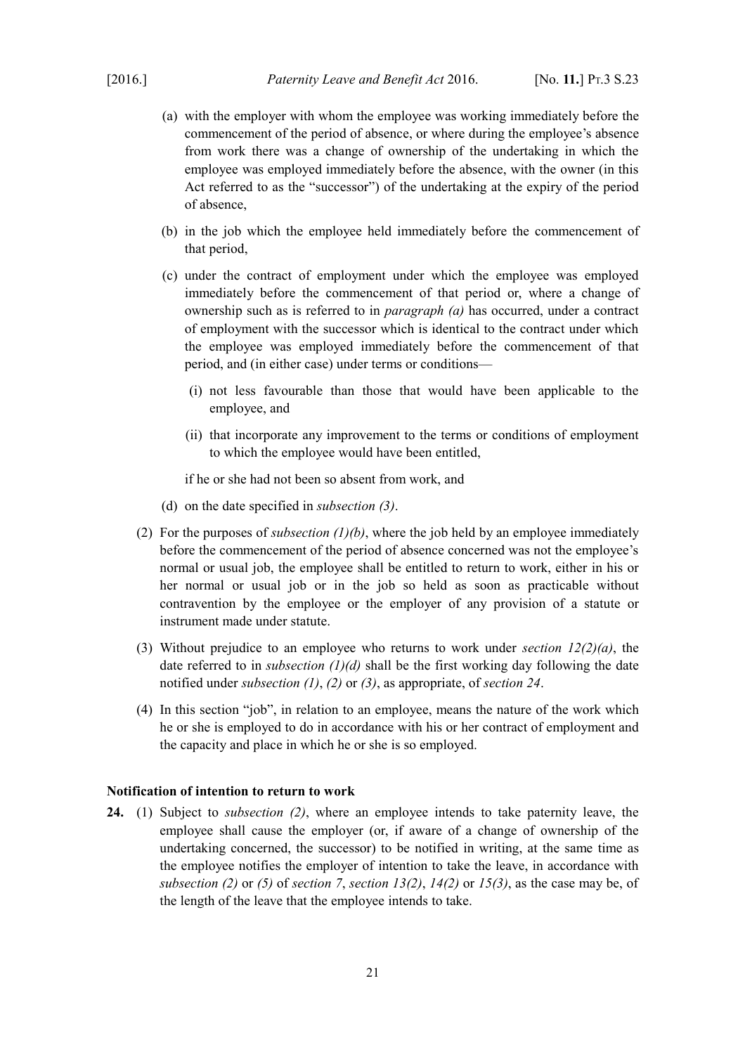(a) with the employer with whom the employee was working immediately before the commencement of the period of absence, or where during the employee's absence from work there was a change of ownership of the undertaking in which the employee was employed immediately before the absence, with the owner (in this Act referred to as the "successor") of the undertaking at the expiry of the period of absence,

(b) in the job which the employee held immediately before the commencement of that period,

(c) under the contract of employment under which the employee was employed immediately before the commencement of that period or, where a change of ownership such as is referred to in *paragraph (a)* has occurred, under a contract of employment with the successor which is identical to the contract under which the employee was employed immediately before the commencement of that period, and (in either case) under terms or conditions—

(i) not less favourable than those that would have been applicable to the employee, and

(ii) that incorporate any improvement to the terms or conditions of employment to which the employee would have been entitled,

if he or she had not been so absent from work, and

(d) on the date specified in *subsection (3)*.

(2) For the purposes of *subsection (1)(b)*, where the job held by an employee immediately before the commencement of the period of absence concerned was not the employee's normal or usual job, the employee shall be entitled to return to work, either in his or her normal or usual job or in the job so held as soon as practicable without contravention by the employee or the employer of any provision of a statute or instrument made under statute.

(3) Without prejudice to an employee who returns to work under *section 12(2)(a)*, the date referred to in *subsection (1)(d)* shall be the first working day following the date notified under *subsection (1)*, *(2)* or *(3)*, as appropriate, of *section 24*.

(4) In this section "job", in relation to an employee, means the nature of the work which he or she is employed to do in accordance with his or her contract of employment and the capacity and place in which he or she is so employed.

**Notification of intention to return to work**

**24.** (1) Subject to *subsection (2)*, where an employee intends to take paternity leave, the employee shall cause the employer (or, if aware of a change of ownership of the undertaking concerned, the successor) to be notified in writing, at the same time as the employee notifies the employer of intention to take the leave, in accordance with *subsection (2)* or *(5)* of *section 7*, *section 13(2)*, *14(2)* or *15(3)*, as the case may be, of the length of the leave that the employee intends to take.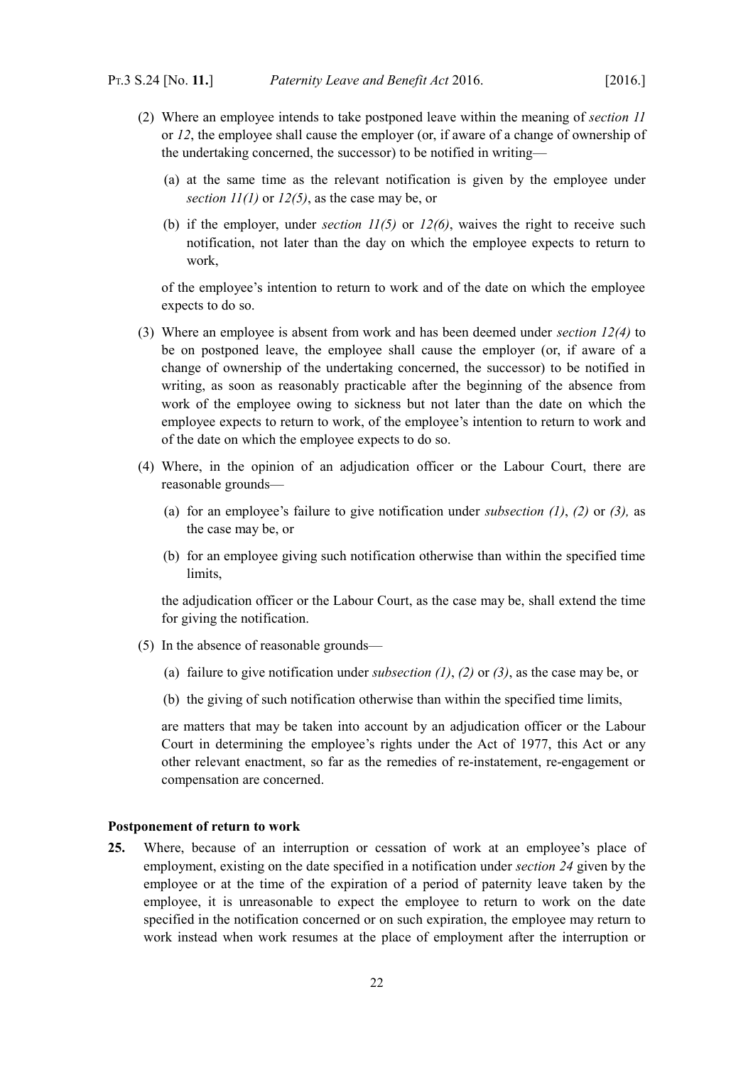(2) Where an employee intends to take postponed leave within the meaning of *section 11* or *12*, the employee shall cause the employer (or, if aware of a change of ownership of the undertaking concerned, the successor) to be notified in writing—

(a) at the same time as the relevant notification is given by the employee under *section 11(1)* or *12(5)*, as the case may be, or

(b) if the employer, under *section 11(5)* or *12(6)*, waives the right to receive such notification, not later than the day on which the employee expects to return to work,

of the employee's intention to return to work and of the date on which the employee expects to do so.

(3) Where an employee is absent from work and has been deemed under *section 12(4)* to be on postponed leave, the employee shall cause the employer (or, if aware of a change of ownership of the undertaking concerned, the successor) to be notified in writing, as soon as reasonably practicable after the beginning of the absence from work of the employee owing to sickness but not later than the date on which the employee expects to return to work, of the employee's intention to return to work and of the date on which the employee expects to do so.

(4) Where, in the opinion of an adjudication officer or the Labour Court, there are reasonable grounds—

(a) for an employee's failure to give notification under *subsection (1)*, *(2)* or *(3),* as the case may be, or

(b) for an employee giving such notification otherwise than within the specified time limits,

the adjudication officer or the Labour Court, as the case may be, shall extend the time for giving the notification.

(5) In the absence of reasonable grounds—

(a) failure to give notification under *subsection (1)*, *(2)* or *(3)*, as the case may be, or

(b) the giving of such notification otherwise than within the specified time limits,

are matters that may be taken into account by an adjudication officer or the Labour Court in determining the employee's rights under the Act of 1977, this Act or any other relevant enactment, so far as the remedies of re-instatement, re-engagement or compensation are concerned.

**Postponement of return to work**

**25.** Where, because of an interruption or cessation of work at an employee's place of employment, existing on the date specified in a notification under *section 24* given by the employee or at the time of the expiration of a period of paternity leave taken by the employee, it is unreasonable to expect the employee to return to work on the date specified in the notification concerned or on such expiration, the employee may return to work instead when work resumes at the place of employment after the interruption or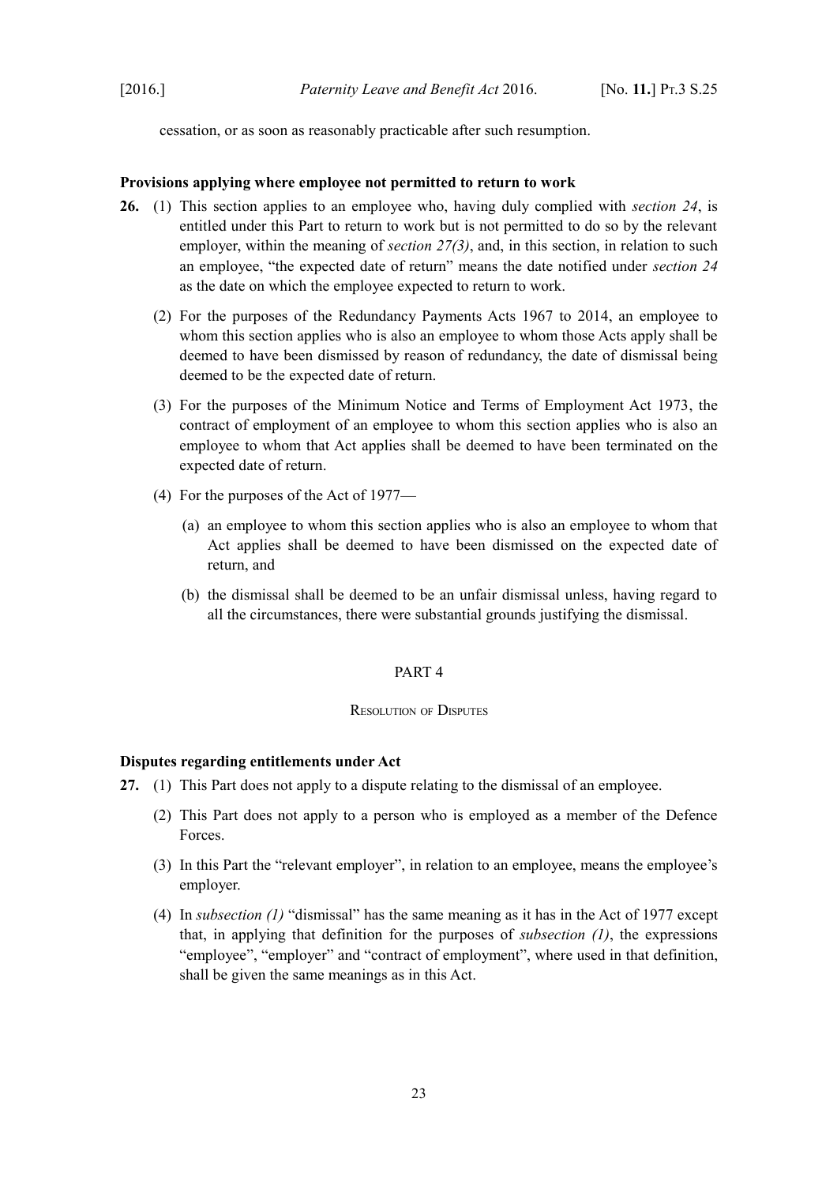cessation, or as soon as reasonably practicable after such resumption.

**Provisions applying where employee not permitted to return to work**

**26.** (1) This section applies to an employee who, having duly complied with *section 24*, is entitled under this Part to return to work but is not permitted to do so by the relevant employer, within the meaning of *section 27(3)*, and, in this section, in relation to such an employee, "the expected date of return" means the date notified under *section 24* as the date on which the employee expected to return to work.

(2) For the purposes of the Redundancy Payments Acts 1967 to 2014, an employee to whom this section applies who is also an employee to whom those Acts apply shall be deemed to have been dismissed by reason of redundancy, the date of dismissal being deemed to be the expected date of return.

(3) For the purposes of the Minimum Notice and Terms of Employment Act 1973, the contract of employment of an employee to whom this section applies who is also an employee to whom that Act applies shall be deemed to have been terminated on the expected date of return.

(4) For the purposes of the Act of 1977—

(a) an employee to whom this section applies who is also an employee to whom that Act applies shall be deemed to have been dismissed on the expected date of return, and

(b) the dismissal shall be deemed to be an unfair dismissal unless, having regard to all the circumstances, there were substantial grounds justifying the dismissal.

## PART 4

### Resolution of Disputes

**Disputes regarding entitlements under Act**

**27.** (1) This Part does not apply to a dispute relating to the dismissal of an employee.

(2) This Part does not apply to a person who is employed as a member of the Defence Forces.

(3) In this Part the "relevant employer", in relation to an employee, means the employee's employer.

(4) In *subsection (1)* "dismissal" has the same meaning as it has in the Act of 1977 except that, in applying that definition for the purposes of *subsection (1)*, the expressions "employee", "employer" and "contract of employment", where used in that definition, shall be given the same meanings as in this Act.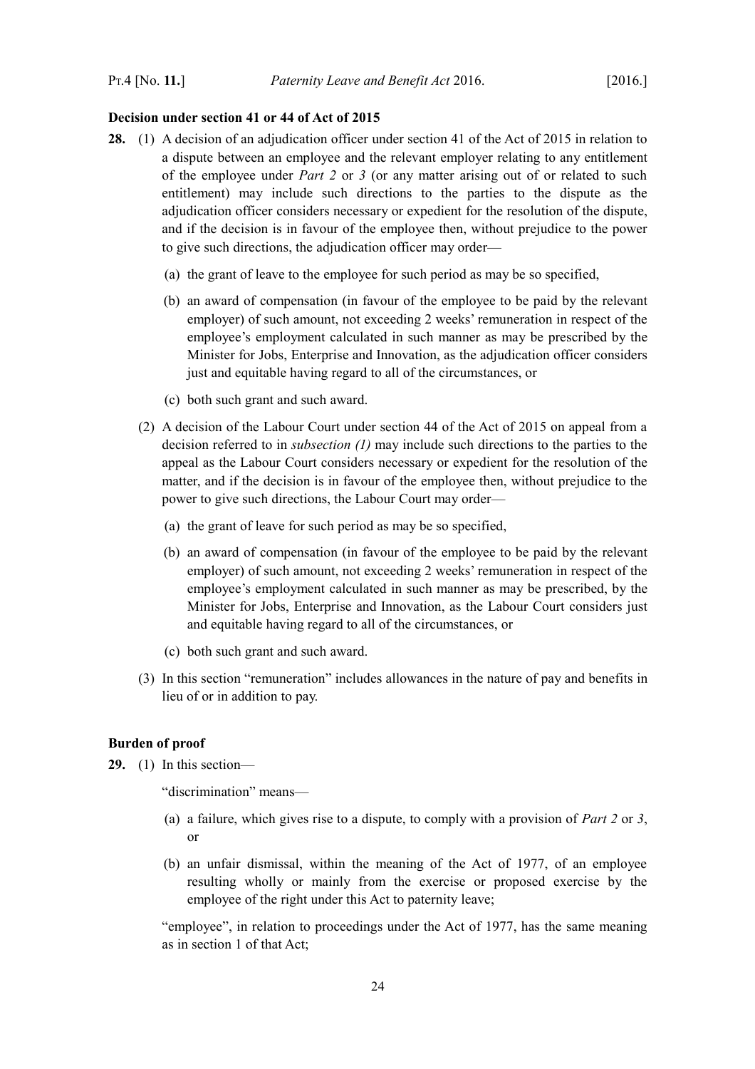**Decision under section 41 or 44 of Act of 2015**

**28.** (1) A decision of an adjudication officer under section 41 of the Act of 2015 in relation to a dispute between an employee and the relevant employer relating to any entitlement of the employee under *Part 2* or *3* (or any matter arising out of or related to such entitlement) may include such directions to the parties to the dispute as the adjudication officer considers necessary or expedient for the resolution of the dispute, and if the decision is in favour of the employee then, without prejudice to the power to give such directions, the adjudication officer may order—

(a) the grant of leave to the employee for such period as may be so specified,

(b) an award of compensation (in favour of the employee to be paid by the relevant employer) of such amount, not exceeding 2 weeks' remuneration in respect of the employee's employment calculated in such manner as may be prescribed by the Minister for Jobs, Enterprise and Innovation, as the adjudication officer considers just and equitable having regard to all of the circumstances, or

(c) both such grant and such award.

(2) A decision of the Labour Court under section 44 of the Act of 2015 on appeal from a decision referred to in *subsection (1)* may include such directions to the parties to the appeal as the Labour Court considers necessary or expedient for the resolution of the matter, and if the decision is in favour of the employee then, without prejudice to the power to give such directions, the Labour Court may order—

(a) the grant of leave for such period as may be so specified,

(b) an award of compensation (in favour of the employee to be paid by the relevant employer) of such amount, not exceeding 2 weeks' remuneration in respect of the employee's employment calculated in such manner as may be prescribed, by the Minister for Jobs, Enterprise and Innovation, as the Labour Court considers just and equitable having regard to all of the circumstances, or

(c) both such grant and such award.

(3) In this section "remuneration" includes allowances in the nature of pay and benefits in lieu of or in addition to pay.

**Burden of proof**

**29.** (1) In this section—

"discrimination" means—

(a) a failure, which gives rise to a dispute, to comply with a provision of *Part 2* or *3*, or

(b) an unfair dismissal, within the meaning of the Act of 1977, of an employee resulting wholly or mainly from the exercise or proposed exercise by the employee of the right under this Act to paternity leave;

"employee", in relation to proceedings under the Act of 1977, has the same meaning as in section 1 of that Act;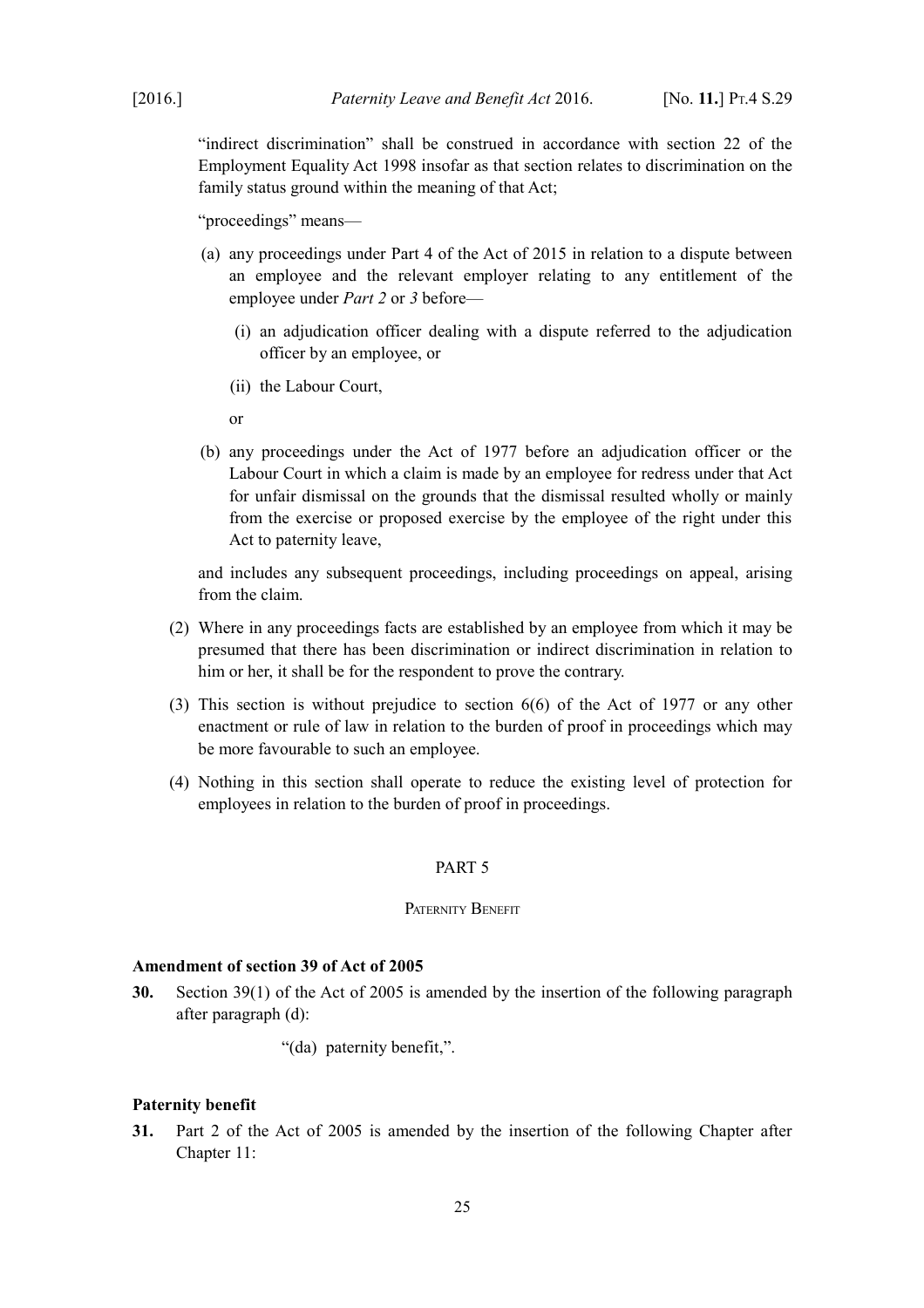"indirect discrimination" shall be construed in accordance with section 22 of the Employment Equality Act 1998 insofar as that section relates to discrimination on the family status ground within the meaning of that Act;

"proceedings" means—

(a) any proceedings under Part 4 of the Act of 2015 in relation to a dispute between an employee and the relevant employer relating to any entitlement of the employee under *Part 2* or *3* before—

  (i) an adjudication officer dealing with a dispute referred to the adjudication officer by an employee, or

  (ii) the Labour Court,

  or

(b) any proceedings under the Act of 1977 before an adjudication officer or the Labour Court in which a claim is made by an employee for redress under that Act for unfair dismissal on the grounds that the dismissal resulted wholly or mainly from the exercise or proposed exercise by the employee of the right under this Act to paternity leave,

and includes any subsequent proceedings, including proceedings on appeal, arising from the claim.

(2) Where in any proceedings facts are established by an employee from which it may be presumed that there has been discrimination or indirect discrimination in relation to him or her, it shall be for the respondent to prove the contrary.

(3) This section is without prejudice to section 6(6) of the Act of 1977 or any other enactment or rule of law in relation to the burden of proof in proceedings which may be more favourable to such an employee.

(4) Nothing in this section shall operate to reduce the existing level of protection for employees in relation to the burden of proof in proceedings.

## PART 5

### Paternity Benefit

**Amendment of section 39 of Act of 2005**

**30.** Section 39(1) of the Act of 2005 is amended by the insertion of the following paragraph after paragraph (d):

"(da) paternity benefit,".

**Paternity benefit**

**31.** Part 2 of the Act of 2005 is amended by the insertion of the following Chapter after Chapter 11: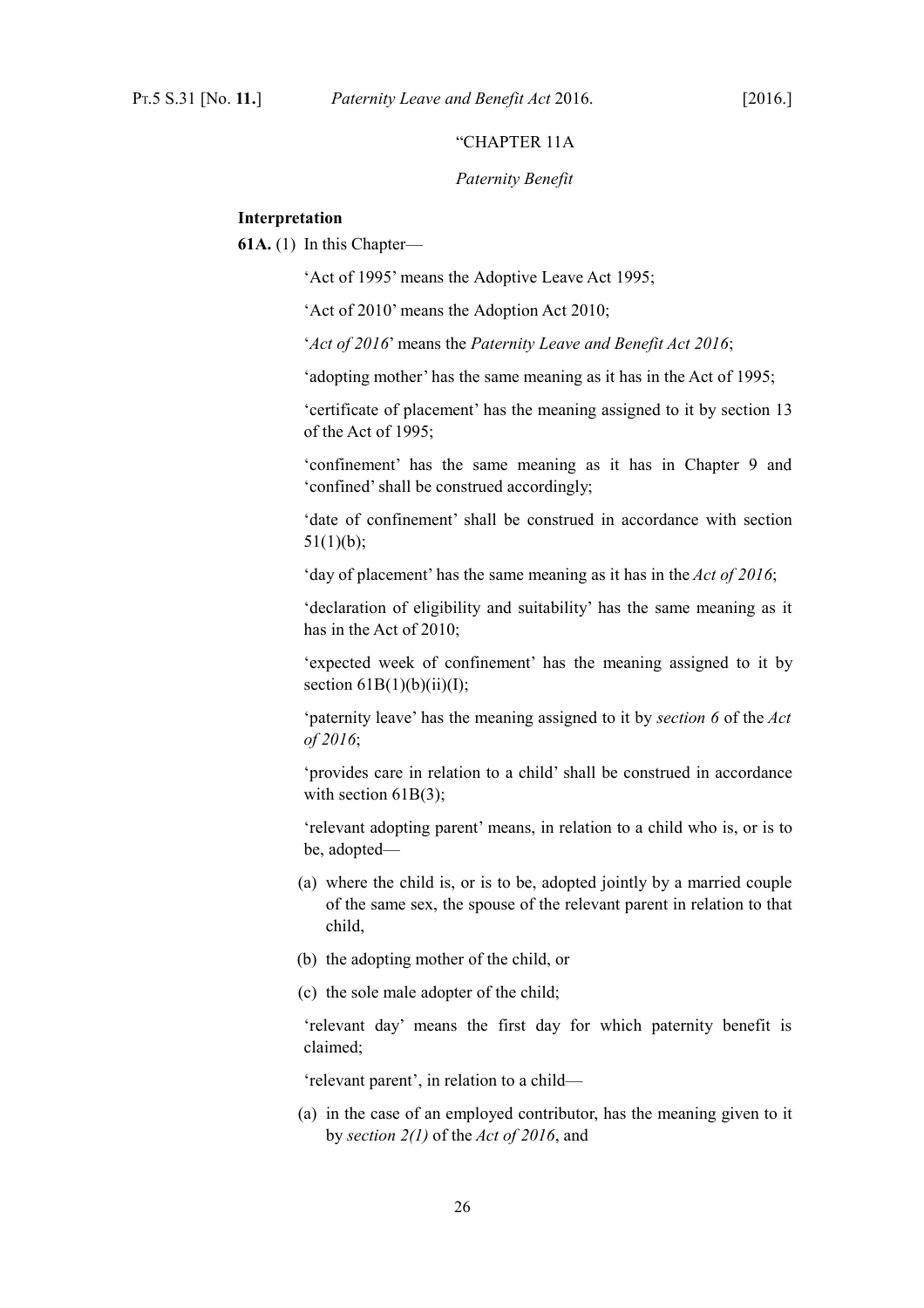"CHAPTER 11A

*Paternity Benefit*

**Interpretation**

**61A.** (1) In this Chapter—

'Act of 1995' means the Adoptive Leave Act 1995;

'Act of 2010' means the Adoption Act 2010;

'*Act of 2016*' means the *Paternity Leave and Benefit Act 2016*;

'adopting mother' has the same meaning as it has in the Act of 1995;

'certificate of placement' has the meaning assigned to it by section 13 of the Act of 1995;

'confinement' has the same meaning as it has in Chapter 9 and 'confined' shall be construed accordingly;

'date of confinement' shall be construed in accordance with section 51(1)(b);

'day of placement' has the same meaning as it has in the *Act of 2016*;

'declaration of eligibility and suitability' has the same meaning as it has in the Act of 2010;

'expected week of confinement' has the meaning assigned to it by section 61B(1)(b)(ii)(I);

'paternity leave' has the meaning assigned to it by *section 6* of the *Act of 2016*;

'provides care in relation to a child' shall be construed in accordance with section 61B(3);

'relevant adopting parent' means, in relation to a child who is, or is to be, adopted—

(a) where the child is, or is to be, adopted jointly by a married couple of the same sex, the spouse of the relevant parent in relation to that child,

(b) the adopting mother of the child, or

(c) the sole male adopter of the child;

'relevant day' means the first day for which paternity benefit is claimed;

'relevant parent', in relation to a child—

(a) in the case of an employed contributor, has the meaning given to it by *section 2(1)* of the *Act of 2016*, and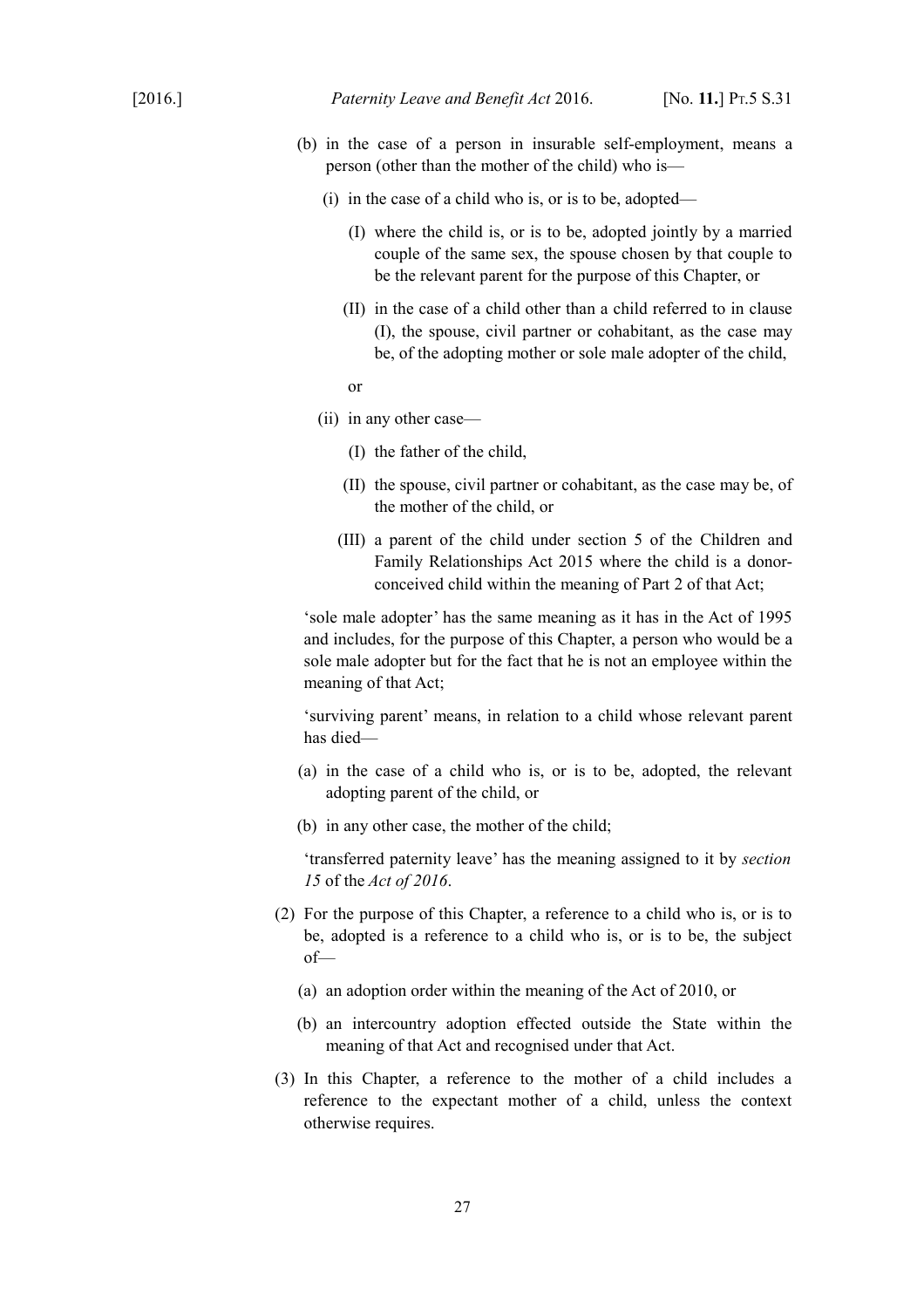(b) in the case of a person in insurable self-employment, means a person (other than the mother of the child) who is—

   (i) in the case of a child who is, or is to be, adopted—

      (I) where the child is, or is to be, adopted jointly by a married couple of the same sex, the spouse chosen by that couple to be the relevant parent for the purpose of this Chapter, or

      (II) in the case of a child other than a child referred to in clause (I), the spouse, civil partner or cohabitant, as the case may be, of the adopting mother or sole male adopter of the child,

      or

   (ii) in any other case—

      (I) the father of the child,

      (II) the spouse, civil partner or cohabitant, as the case may be, of the mother of the child, or

      (III) a parent of the child under section 5 of the Children and Family Relationships Act 2015 where the child is a donor-conceived child within the meaning of Part 2 of that Act;

'sole male adopter' has the same meaning as it has in the Act of 1995 and includes, for the purpose of this Chapter, a person who would be a sole male adopter but for the fact that he is not an employee within the meaning of that Act;

'surviving parent' means, in relation to a child whose relevant parent has died—

(a) in the case of a child who is, or is to be, adopted, the relevant adopting parent of the child, or

(b) in any other case, the mother of the child;

'transferred paternity leave' has the meaning assigned to it by *section 15* of the *Act of 2016*.

(2) For the purpose of this Chapter, a reference to a child who is, or is to be, adopted is a reference to a child who is, or is to be, the subject of—

   (a) an adoption order within the meaning of the Act of 2010, or

   (b) an intercountry adoption effected outside the State within the meaning of that Act and recognised under that Act.

(3) In this Chapter, a reference to the mother of a child includes a reference to the expectant mother of a child, unless the context otherwise requires.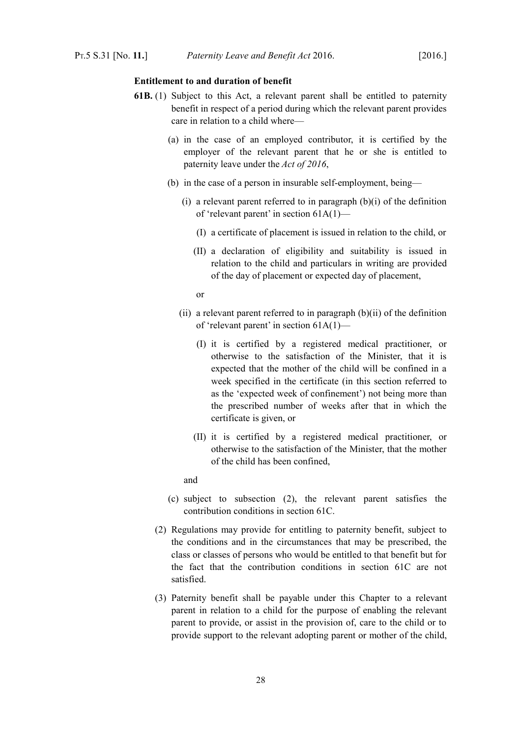**Entitlement to and duration of benefit**

**61B.** (1) Subject to this Act, a relevant parent shall be entitled to paternity benefit in respect of a period during which the relevant parent provides care in relation to a child where—

(a) in the case of an employed contributor, it is certified by the employer of the relevant parent that he or she is entitled to paternity leave under the *Act of 2016*,

(b) in the case of a person in insurable self-employment, being—

(i) a relevant parent referred to in paragraph (b)(i) of the definition of 'relevant parent' in section 61A(1)—

(I) a certificate of placement is issued in relation to the child, or

(II) a declaration of eligibility and suitability is issued in relation to the child and particulars in writing are provided of the day of placement or expected day of placement,

or

(ii) a relevant parent referred to in paragraph (b)(ii) of the definition of 'relevant parent' in section 61A(1)—

(I) it is certified by a registered medical practitioner, or otherwise to the satisfaction of the Minister, that it is expected that the mother of the child will be confined in a week specified in the certificate (in this section referred to as the 'expected week of confinement') not being more than the prescribed number of weeks after that in which the certificate is given, or

(II) it is certified by a registered medical practitioner, or otherwise to the satisfaction of the Minister, that the mother of the child has been confined,

and

(c) subject to subsection (2), the relevant parent satisfies the contribution conditions in section 61C.

(2) Regulations may provide for entitling to paternity benefit, subject to the conditions and in the circumstances that may be prescribed, the class or classes of persons who would be entitled to that benefit but for the fact that the contribution conditions in section 61C are not satisfied.

(3) Paternity benefit shall be payable under this Chapter to a relevant parent in relation to a child for the purpose of enabling the relevant parent to provide, or assist in the provision of, care to the child or to provide support to the relevant adopting parent or mother of the child,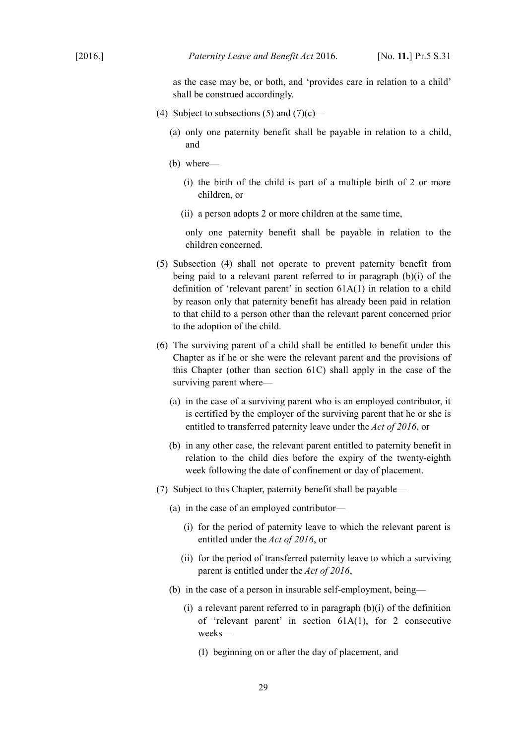as the case may be, or both, and 'provides care in relation to a child' shall be construed accordingly.

(4) Subject to subsections (5) and (7)(c)—

(a) only one paternity benefit shall be payable in relation to a child, and

(b) where—

(i) the birth of the child is part of a multiple birth of 2 or more children, or

(ii) a person adopts 2 or more children at the same time,

only one paternity benefit shall be payable in relation to the children concerned.

(5) Subsection (4) shall not operate to prevent paternity benefit from being paid to a relevant parent referred to in paragraph (b)(i) of the definition of 'relevant parent' in section 61A(1) in relation to a child by reason only that paternity benefit has already been paid in relation to that child to a person other than the relevant parent concerned prior to the adoption of the child.

(6) The surviving parent of a child shall be entitled to benefit under this Chapter as if he or she were the relevant parent and the provisions of this Chapter (other than section 61C) shall apply in the case of the surviving parent where—

(a) in the case of a surviving parent who is an employed contributor, it is certified by the employer of the surviving parent that he or she is entitled to transferred paternity leave under the *Act of 2016*, or

(b) in any other case, the relevant parent entitled to paternity benefit in relation to the child dies before the expiry of the twenty-eighth week following the date of confinement or day of placement.

(7) Subject to this Chapter, paternity benefit shall be payable—

(a) in the case of an employed contributor—

(i) for the period of paternity leave to which the relevant parent is entitled under the *Act of 2016*, or

(ii) for the period of transferred paternity leave to which a surviving parent is entitled under the *Act of 2016*,

(b) in the case of a person in insurable self-employment, being—

(i) a relevant parent referred to in paragraph (b)(i) of the definition of 'relevant parent' in section 61A(1), for 2 consecutive weeks—

(I) beginning on or after the day of placement, and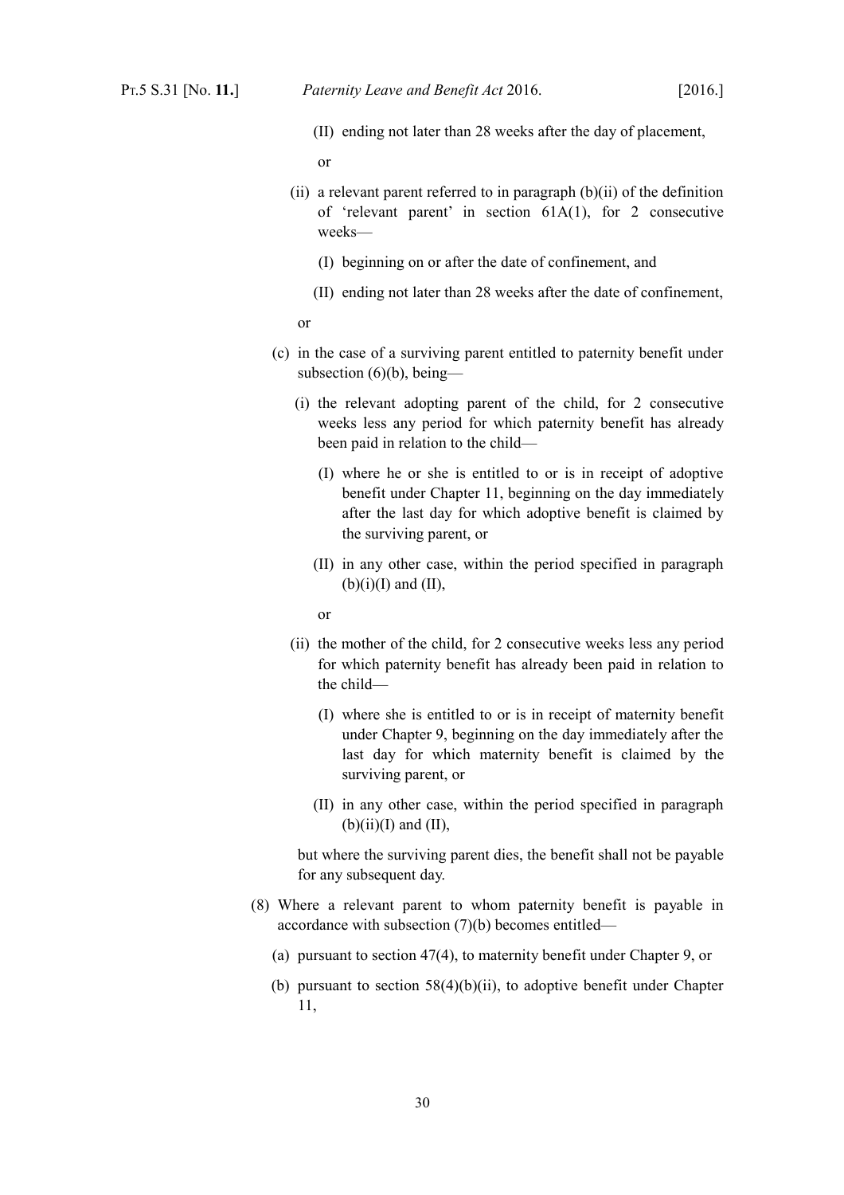(II) ending not later than 28 weeks after the day of placement,

or

(ii) a relevant parent referred to in paragraph (b)(ii) of the definition of 'relevant parent' in section 61A(1), for 2 consecutive weeks—

(I) beginning on or after the date of confinement, and

(II) ending not later than 28 weeks after the date of confinement,

or

(c) in the case of a surviving parent entitled to paternity benefit under subsection (6)(b), being—

(i) the relevant adopting parent of the child, for 2 consecutive weeks less any period for which paternity benefit has already been paid in relation to the child—

(I) where he or she is entitled to or is in receipt of adoptive benefit under Chapter 11, beginning on the day immediately after the last day for which adoptive benefit is claimed by the surviving parent, or

(II) in any other case, within the period specified in paragraph (b)(i)(I) and (II),

or

(ii) the mother of the child, for 2 consecutive weeks less any period for which paternity benefit has already been paid in relation to the child—

(I) where she is entitled to or is in receipt of maternity benefit under Chapter 9, beginning on the day immediately after the last day for which maternity benefit is claimed by the surviving parent, or

(II) in any other case, within the period specified in paragraph (b)(ii)(I) and (II),

but where the surviving parent dies, the benefit shall not be payable for any subsequent day.

(8) Where a relevant parent to whom paternity benefit is payable in accordance with subsection (7)(b) becomes entitled—

(a) pursuant to section 47(4), to maternity benefit under Chapter 9, or

(b) pursuant to section 58(4)(b)(ii), to adoptive benefit under Chapter 11,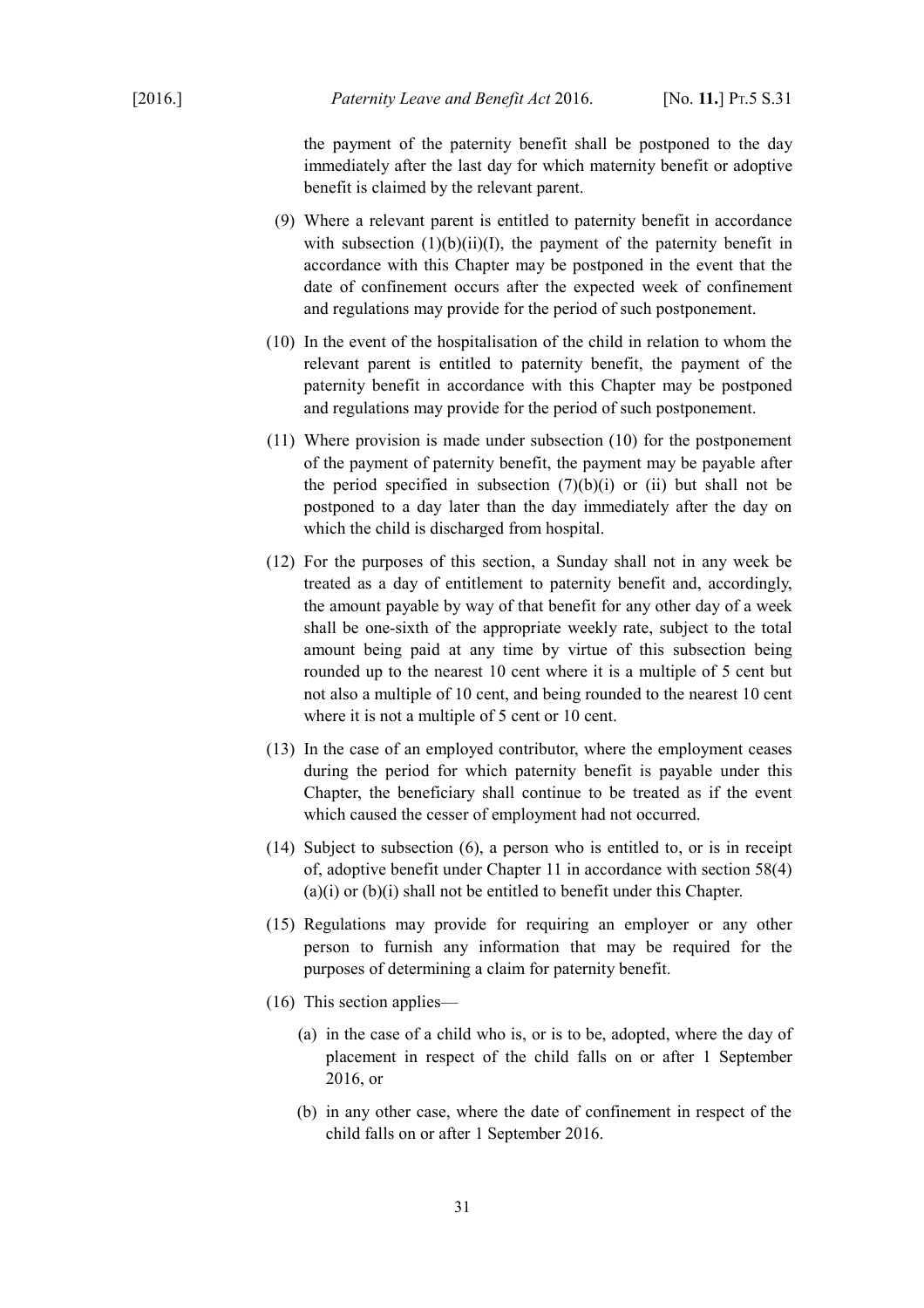the payment of the paternity benefit shall be postponed to the day immediately after the last day for which maternity benefit or adoptive benefit is claimed by the relevant parent.

(9) Where a relevant parent is entitled to paternity benefit in accordance with subsection (1)(b)(ii)(I), the payment of the paternity benefit in accordance with this Chapter may be postponed in the event that the date of confinement occurs after the expected week of confinement and regulations may provide for the period of such postponement.

(10) In the event of the hospitalisation of the child in relation to whom the relevant parent is entitled to paternity benefit, the payment of the paternity benefit in accordance with this Chapter may be postponed and regulations may provide for the period of such postponement.

(11) Where provision is made under subsection (10) for the postponement of the payment of paternity benefit, the payment may be payable after the period specified in subsection (7)(b)(i) or (ii) but shall not be postponed to a day later than the day immediately after the day on which the child is discharged from hospital.

(12) For the purposes of this section, a Sunday shall not in any week be treated as a day of entitlement to paternity benefit and, accordingly, the amount payable by way of that benefit for any other day of a week shall be one-sixth of the appropriate weekly rate, subject to the total amount being paid at any time by virtue of this subsection being rounded up to the nearest 10 cent where it is a multiple of 5 cent but not also a multiple of 10 cent, and being rounded to the nearest 10 cent where it is not a multiple of 5 cent or 10 cent.

(13) In the case of an employed contributor, where the employment ceases during the period for which paternity benefit is payable under this Chapter, the beneficiary shall continue to be treated as if the event which caused the cesser of employment had not occurred.

(14) Subject to subsection (6), a person who is entitled to, or is in receipt of, adoptive benefit under Chapter 11 in accordance with section 58(4)(a)(i) or (b)(i) shall not be entitled to benefit under this Chapter.

(15) Regulations may provide for requiring an employer or any other person to furnish any information that may be required for the purposes of determining a claim for paternity benefit.

(16) This section applies—

(a) in the case of a child who is, or is to be, adopted, where the day of placement in respect of the child falls on or after 1 September 2016, or

(b) in any other case, where the date of confinement in respect of the child falls on or after 1 September 2016.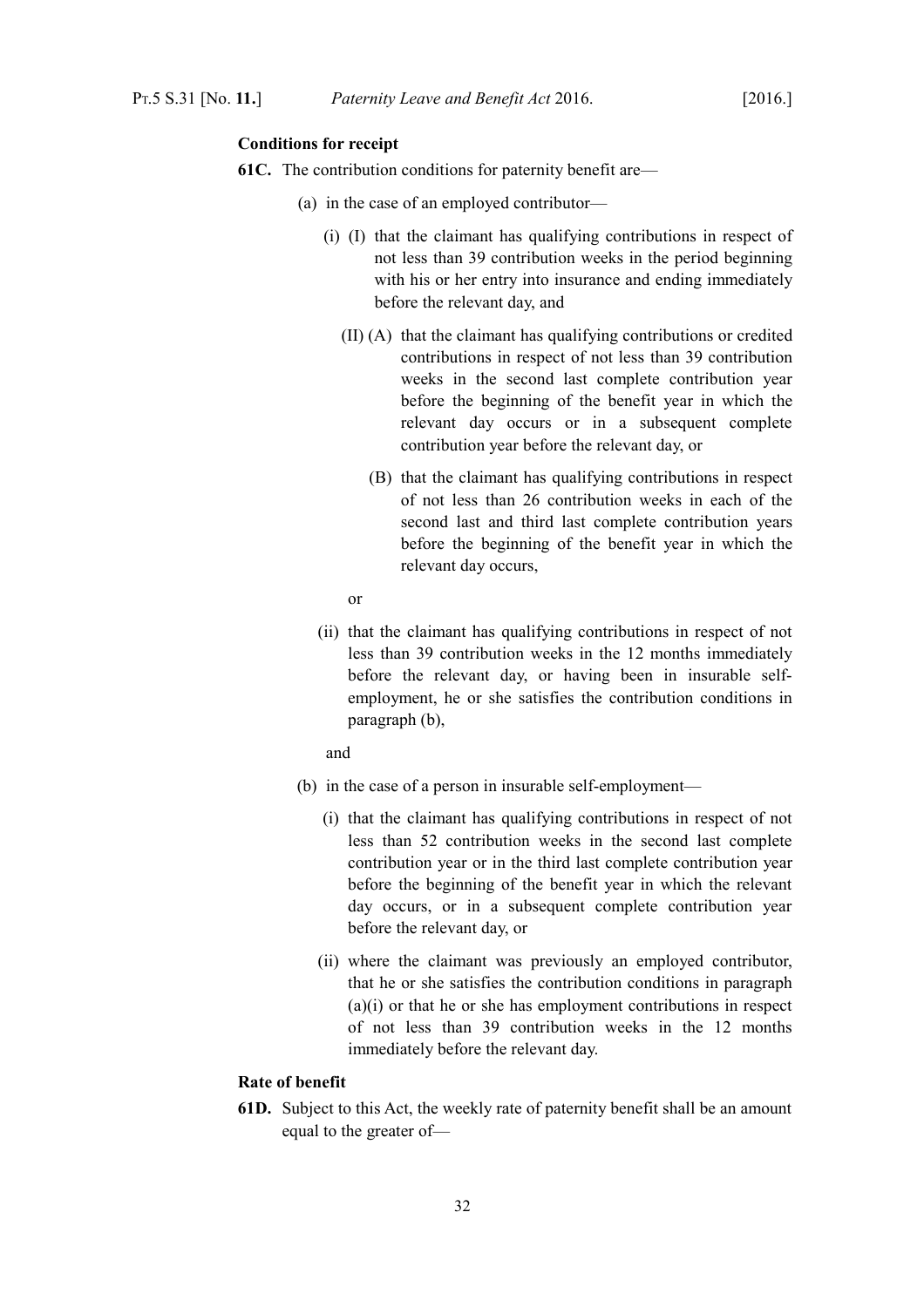**Conditions for receipt**

**61C.** The contribution conditions for paternity benefit are—

(a) in the case of an employed contributor—

(i) (I) that the claimant has qualifying contributions in respect of not less than 39 contribution weeks in the period beginning with his or her entry into insurance and ending immediately before the relevant day, and

(II) (A) that the claimant has qualifying contributions or credited contributions in respect of not less than 39 contribution weeks in the second last complete contribution year before the beginning of the benefit year in which the relevant day occurs or in a subsequent complete contribution year before the relevant day, or

(B) that the claimant has qualifying contributions in respect of not less than 26 contribution weeks in each of the second last and third last complete contribution years before the beginning of the benefit year in which the relevant day occurs,

or

(ii) that the claimant has qualifying contributions in respect of not less than 39 contribution weeks in the 12 months immediately before the relevant day, or having been in insurable self-employment, he or she satisfies the contribution conditions in paragraph (b),

and

(b) in the case of a person in insurable self-employment—

(i) that the claimant has qualifying contributions in respect of not less than 52 contribution weeks in the second last complete contribution year or in the third last complete contribution year before the beginning of the benefit year in which the relevant day occurs, or in a subsequent complete contribution year before the relevant day, or

(ii) where the claimant was previously an employed contributor, that he or she satisfies the contribution conditions in paragraph (a)(i) or that he or she has employment contributions in respect of not less than 39 contribution weeks in the 12 months immediately before the relevant day.

**Rate of benefit**

**61D.** Subject to this Act, the weekly rate of paternity benefit shall be an amount equal to the greater of—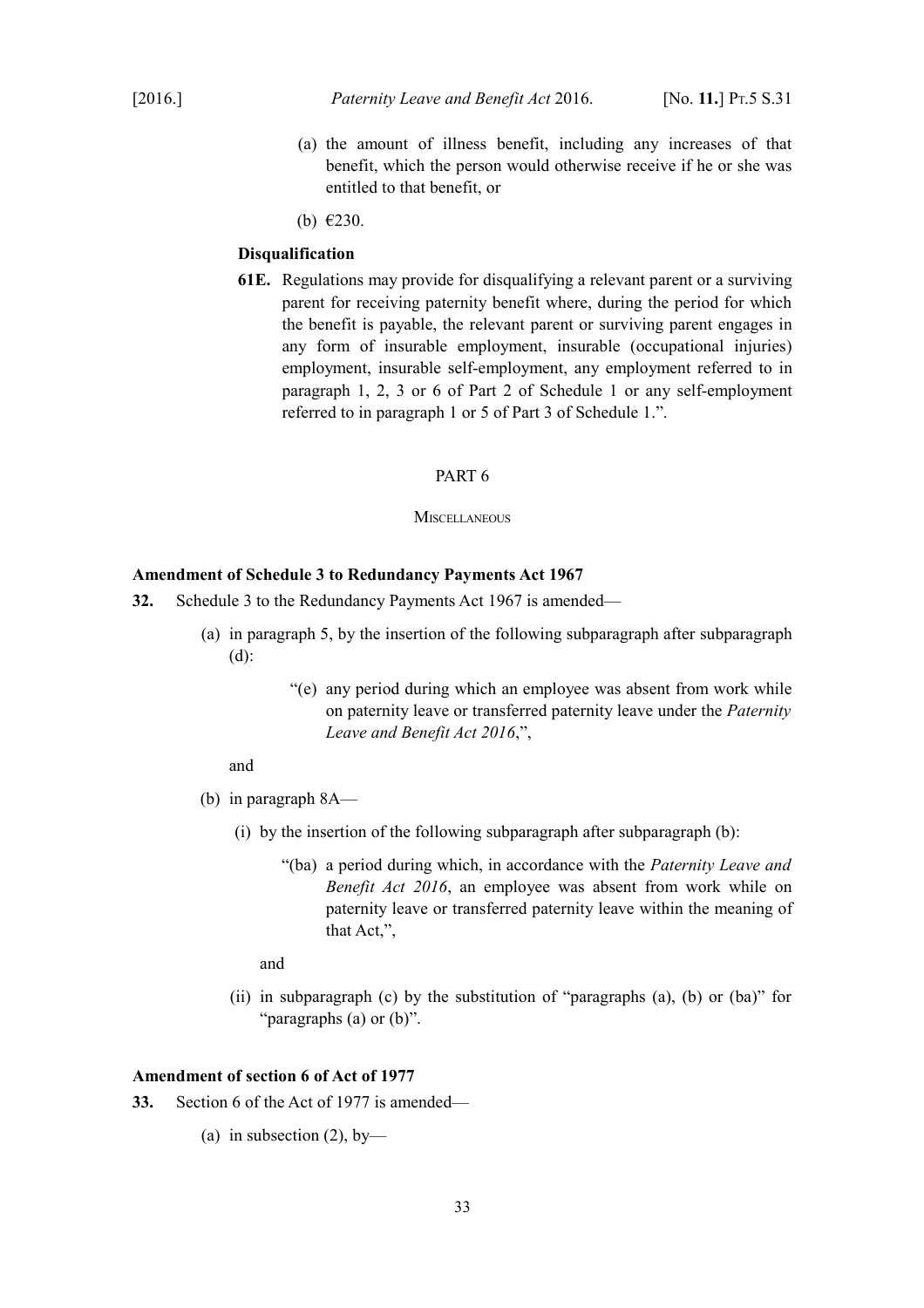(a) the amount of illness benefit, including any increases of that benefit, which the person would otherwise receive if he or she was entitled to that benefit, or

(b) €230.

**Disqualification**

**61E.** Regulations may provide for disqualifying a relevant parent or a surviving parent for receiving paternity benefit where, during the period for which the benefit is payable, the relevant parent or surviving parent engages in any form of insurable employment, insurable (occupational injuries) employment, insurable self-employment, any employment referred to in paragraph 1, 2, 3 or 6 of Part 2 of Schedule 1 or any self-employment referred to in paragraph 1 or 5 of Part 3 of Schedule 1.".

## PART 6

### MISCELLANEOUS

**Amendment of Schedule 3 to Redundancy Payments Act 1967**

**32.** Schedule 3 to the Redundancy Payments Act 1967 is amended—

(a) in paragraph 5, by the insertion of the following subparagraph after subparagraph (d):

"(e) any period during which an employee was absent from work while on paternity leave or transferred paternity leave under the *Paternity Leave and Benefit Act 2016*,",

and

(b) in paragraph 8A—

(i) by the insertion of the following subparagraph after subparagraph (b):

"(ba) a period during which, in accordance with the *Paternity Leave and Benefit Act 2016*, an employee was absent from work while on paternity leave or transferred paternity leave within the meaning of that Act,",

and

(ii) in subparagraph (c) by the substitution of "paragraphs (a), (b) or (ba)" for "paragraphs (a) or (b)".

**Amendment of section 6 of Act of 1977**

**33.** Section 6 of the Act of 1977 is amended—

(a) in subsection (2), by—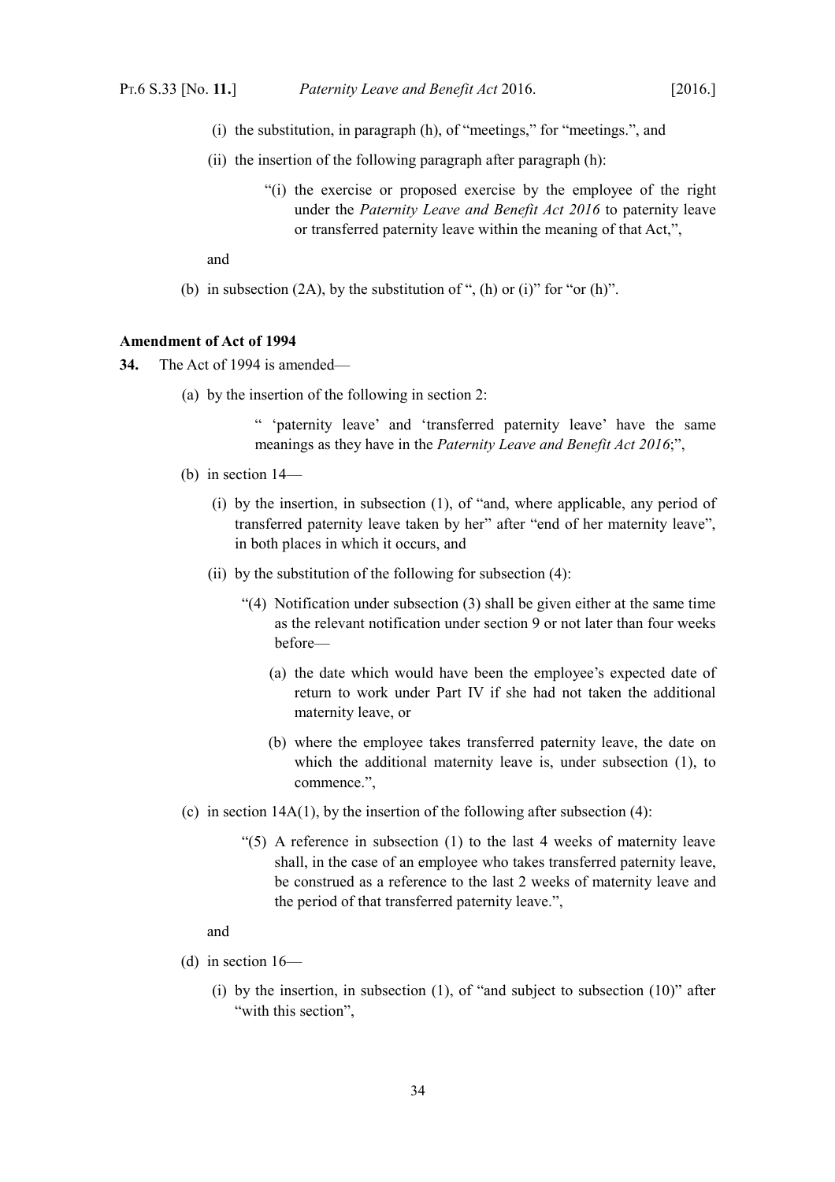(i) the substitution, in paragraph (h), of "meetings," for "meetings.", and

(ii) the insertion of the following paragraph after paragraph (h):

> "(i) the exercise or proposed exercise by the employee of the right under the *Paternity Leave and Benefit Act 2016* to paternity leave or transferred paternity leave within the meaning of that Act,",

and

(b) in subsection (2A), by the substitution of ", (h) or (i)" for "or (h)".

**Amendment of Act of 1994**

**34.** The Act of 1994 is amended—

(a) by the insertion of the following in section 2:

> " 'paternity leave' and 'transferred paternity leave' have the same meanings as they have in the *Paternity Leave and Benefit Act 2016*;",

(b) in section 14—

(i) by the insertion, in subsection (1), of "and, where applicable, any period of transferred paternity leave taken by her" after "end of her maternity leave", in both places in which it occurs, and

(ii) by the substitution of the following for subsection (4):

> "(4) Notification under subsection (3) shall be given either at the same time as the relevant notification under section 9 or not later than four weeks before—
>
> (a) the date which would have been the employee's expected date of return to work under Part IV if she had not taken the additional maternity leave, or
>
> (b) where the employee takes transferred paternity leave, the date on which the additional maternity leave is, under subsection (1), to commence.",

(c) in section 14A(1), by the insertion of the following after subsection (4):

> "(5) A reference in subsection (1) to the last 4 weeks of maternity leave shall, in the case of an employee who takes transferred paternity leave, be construed as a reference to the last 2 weeks of maternity leave and the period of that transferred paternity leave.",

and

(d) in section 16—

(i) by the insertion, in subsection (1), of "and subject to subsection (10)" after "with this section",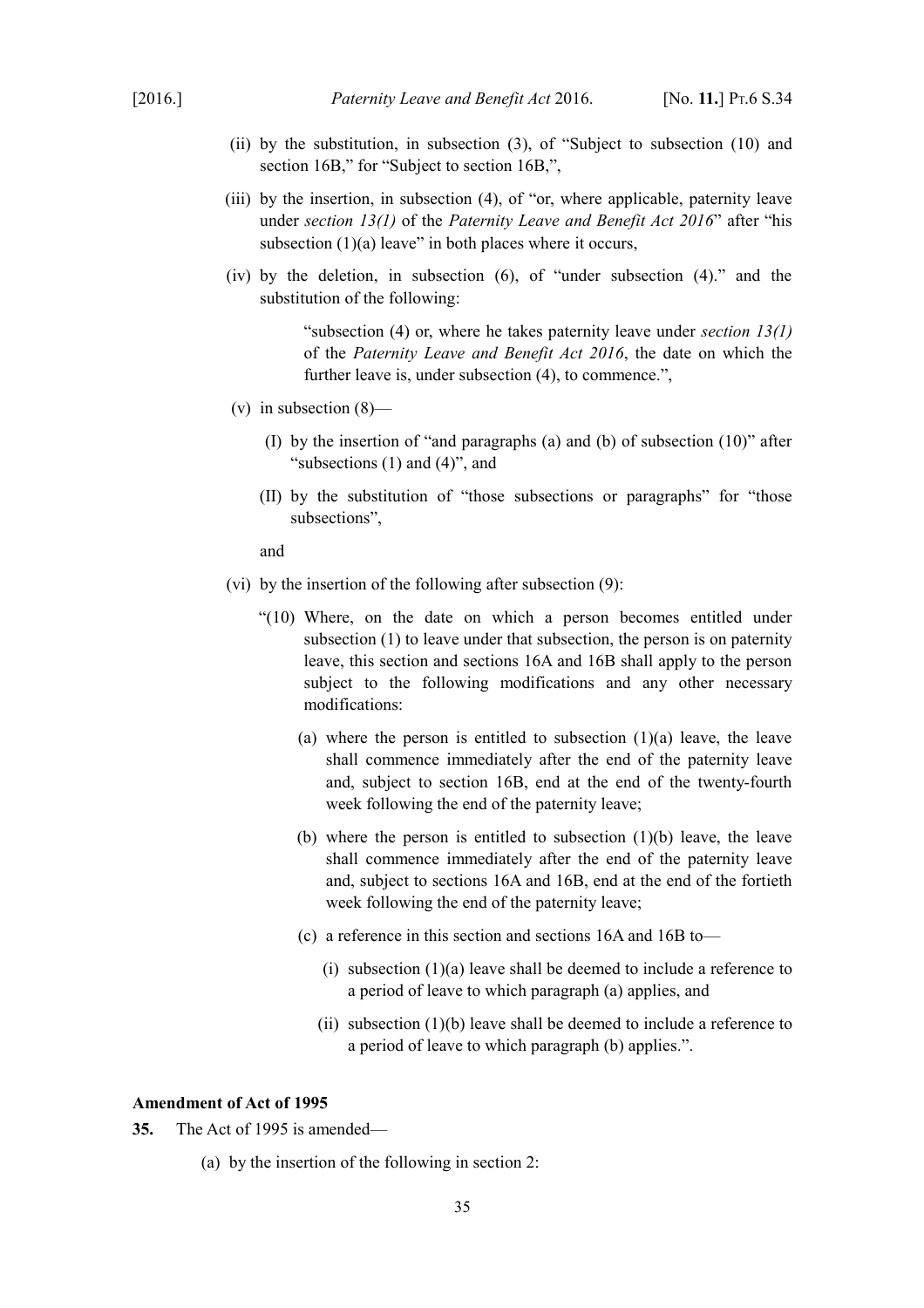(ii) by the substitution, in subsection (3), of "Subject to subsection (10) and section 16B," for "Subject to section 16B,",

(iii) by the insertion, in subsection (4), of "or, where applicable, paternity leave under *section 13(1)* of the *Paternity Leave and Benefit Act 2016*" after "his subsection (1)(a) leave" in both places where it occurs,

(iv) by the deletion, in subsection (6), of "under subsection (4)." and the substitution of the following:

> "subsection (4) or, where he takes paternity leave under *section 13(1)* of the *Paternity Leave and Benefit Act 2016*, the date on which the further leave is, under subsection (4), to commence.",

(v) in subsection (8)—

(I) by the insertion of "and paragraphs (a) and (b) of subsection (10)" after "subsections (1) and (4)", and

(II) by the substitution of "those subsections or paragraphs" for "those subsections",

and

(vi) by the insertion of the following after subsection (9):

> "(10) Where, on the date on which a person becomes entitled under subsection (1) to leave under that subsection, the person is on paternity leave, this section and sections 16A and 16B shall apply to the person subject to the following modifications and any other necessary modifications:
>
> (a) where the person is entitled to subsection (1)(a) leave, the leave shall commence immediately after the end of the paternity leave and, subject to section 16B, end at the end of the twenty-fourth week following the end of the paternity leave;
>
> (b) where the person is entitled to subsection (1)(b) leave, the leave shall commence immediately after the end of the paternity leave and, subject to sections 16A and 16B, end at the end of the fortieth week following the end of the paternity leave;
>
> (c) a reference in this section and sections 16A and 16B to—
>
> (i) subsection (1)(a) leave shall be deemed to include a reference to a period of leave to which paragraph (a) applies, and
>
> (ii) subsection (1)(b) leave shall be deemed to include a reference to a period of leave to which paragraph (b) applies.".

**Amendment of Act of 1995**

**35.** The Act of 1995 is amended—

(a) by the insertion of the following in section 2: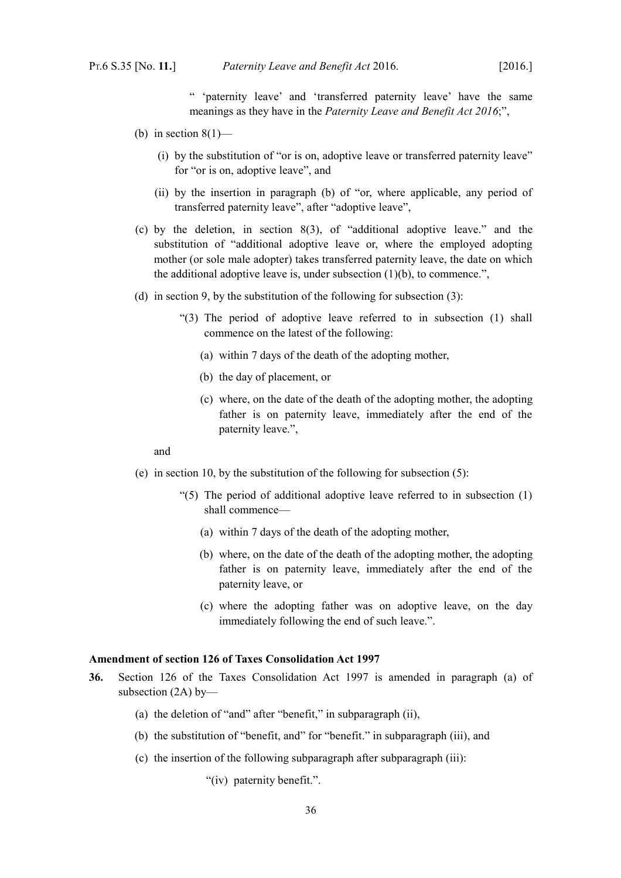" 'paternity leave' and 'transferred paternity leave' have the same meanings as they have in the *Paternity Leave and Benefit Act 2016*;",

(b) in section 8(1)—

(i) by the substitution of "or is on, adoptive leave or transferred paternity leave" for "or is on, adoptive leave", and

(ii) by the insertion in paragraph (b) of "or, where applicable, any period of transferred paternity leave", after "adoptive leave",

(c) by the deletion, in section 8(3), of "additional adoptive leave." and the substitution of "additional adoptive leave or, where the employed adopting mother (or sole male adopter) takes transferred paternity leave, the date on which the additional adoptive leave is, under subsection (1)(b), to commence.",

(d) in section 9, by the substitution of the following for subsection (3):

"(3) The period of adoptive leave referred to in subsection (1) shall commence on the latest of the following:

(a) within 7 days of the death of the adopting mother,

(b) the day of placement, or

(c) where, on the date of the death of the adopting mother, the adopting father is on paternity leave, immediately after the end of the paternity leave.",

and

(e) in section 10, by the substitution of the following for subsection (5):

"(5) The period of additional adoptive leave referred to in subsection (1) shall commence—

(a) within 7 days of the death of the adopting mother,

(b) where, on the date of the death of the adopting mother, the adopting father is on paternity leave, immediately after the end of the paternity leave, or

(c) where the adopting father was on adoptive leave, on the day immediately following the end of such leave.".

**Amendment of section 126 of Taxes Consolidation Act 1997**

**36.** Section 126 of the Taxes Consolidation Act 1997 is amended in paragraph (a) of subsection (2A) by—

(a) the deletion of "and" after "benefit," in subparagraph (ii),

(b) the substitution of "benefit, and" for "benefit." in subparagraph (iii), and

(c) the insertion of the following subparagraph after subparagraph (iii):

"(iv) paternity benefit.".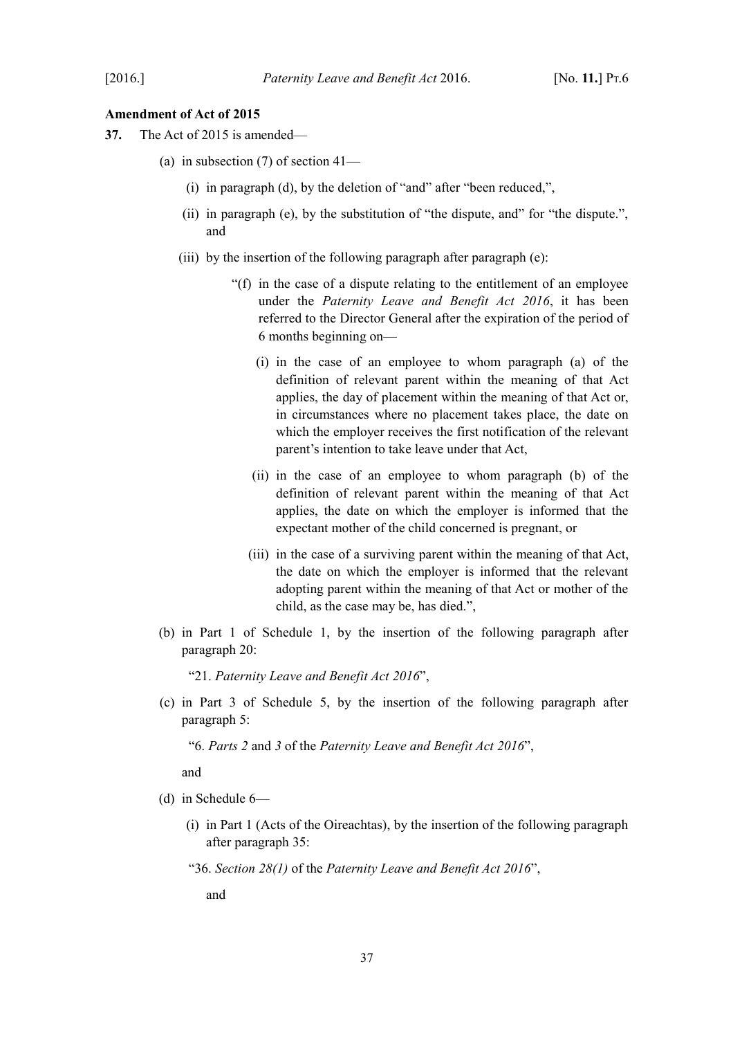**Amendment of Act of 2015**

**37.** The Act of 2015 is amended—

(a) in subsection (7) of section 41—

(i) in paragraph (d), by the deletion of "and" after "been reduced,",

(ii) in paragraph (e), by the substitution of "the dispute, and" for "the dispute.", and

(iii) by the insertion of the following paragraph after paragraph (e):

"(f) in the case of a dispute relating to the entitlement of an employee under the *Paternity Leave and Benefit Act 2016*, it has been referred to the Director General after the expiration of the period of 6 months beginning on—

(i) in the case of an employee to whom paragraph (a) of the definition of relevant parent within the meaning of that Act applies, the day of placement within the meaning of that Act or, in circumstances where no placement takes place, the date on which the employer receives the first notification of the relevant parent's intention to take leave under that Act,

(ii) in the case of an employee to whom paragraph (b) of the definition of relevant parent within the meaning of that Act applies, the date on which the employer is informed that the expectant mother of the child concerned is pregnant, or

(iii) in the case of a surviving parent within the meaning of that Act, the date on which the employer is informed that the relevant adopting parent within the meaning of that Act or mother of the child, as the case may be, has died.",

(b) in Part 1 of Schedule 1, by the insertion of the following paragraph after paragraph 20:

"21. *Paternity Leave and Benefit Act 2016*",

(c) in Part 3 of Schedule 5, by the insertion of the following paragraph after paragraph 5:

"6. *Parts 2* and *3* of the *Paternity Leave and Benefit Act 2016*",

and

(d) in Schedule 6—

(i) in Part 1 (Acts of the Oireachtas), by the insertion of the following paragraph after paragraph 35:

"36. *Section 28(1)* of the *Paternity Leave and Benefit Act 2016*",

and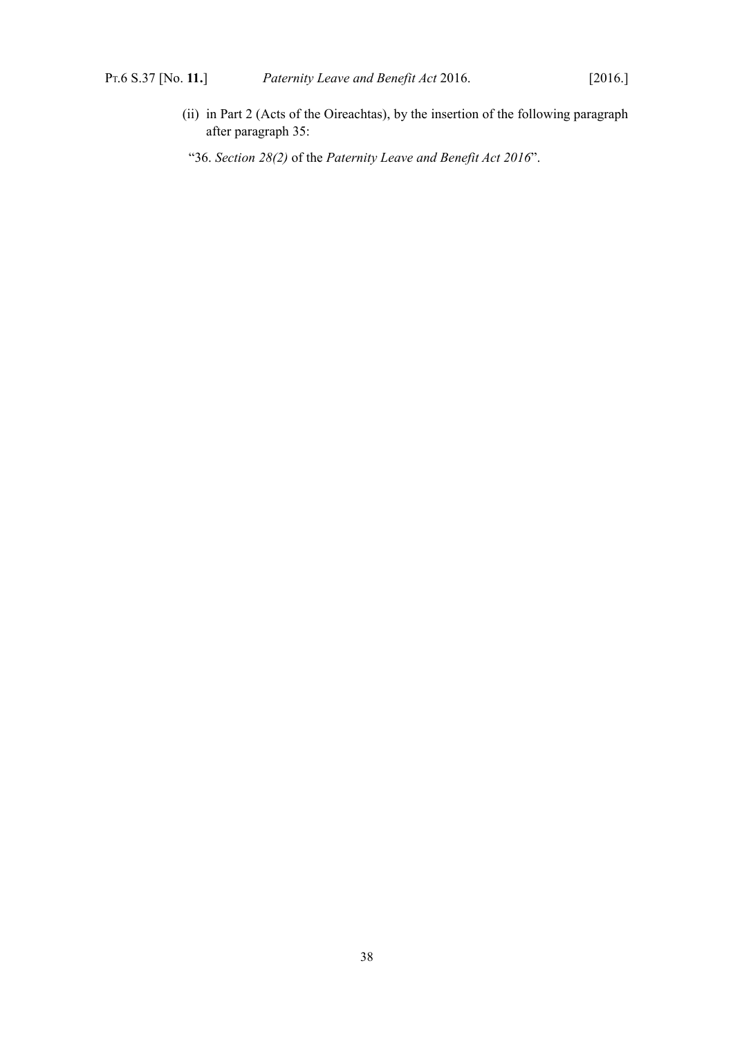(ii) in Part 2 (Acts of the Oireachtas), by the insertion of the following paragraph after paragraph 35:

"36. *Section 28(2)* of the *Paternity Leave and Benefit Act 2016*".